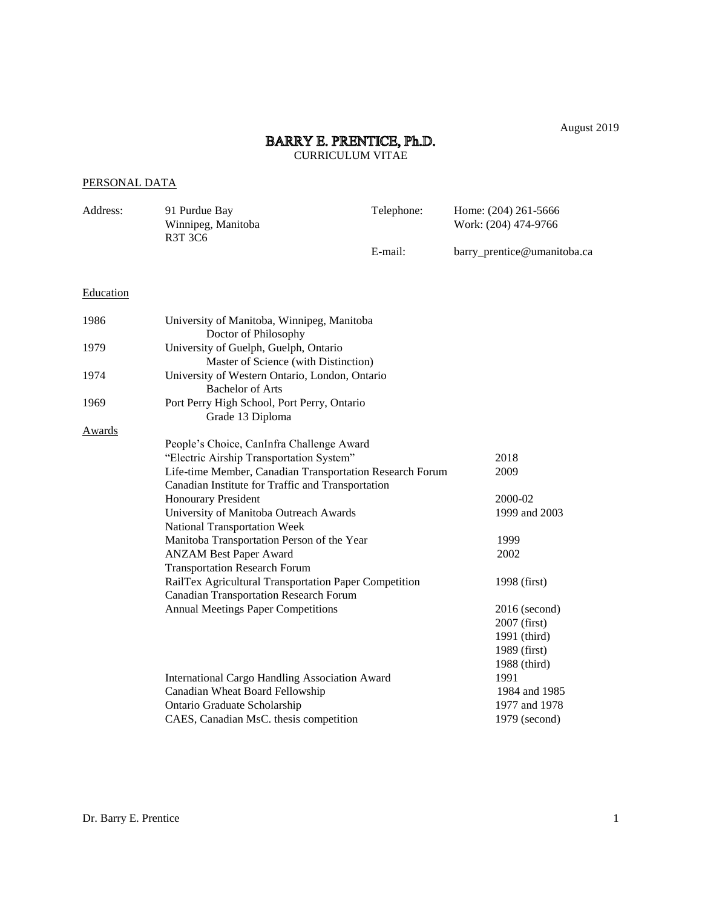August 2019

# BARRY E. PRENTICE, Ph.D.

CURRICULUM VITAE

## PERSONAL DATA

| Address: | 91 Purdue Bay<br>Winnipeg, Manitoba<br>R3T 3C6 | Telephone: | Home: (204) 261-5666<br>Work: (204) 474-9766 |
|---|---|---|---|
| | | E-mail: | barry_prentice@umanitoba.ca |

## Education

| | |
|---|---|
| 1986 | University of Manitoba, Winnipeg, Manitoba<br>Doctor of Philosophy |
| 1979 | University of Guelph, Guelph, Ontario<br>Master of Science (with Distinction) |
| 1974 | University of Western Ontario, London, Ontario<br>Bachelor of Arts |
| 1969 | Port Perry High School, Port Perry, Ontario<br>Grade 13 Diploma |

## Awards

| | |
|---|---|
| People's Choice, CanInfra Challenge Award<br>"Electric Airship Transportation System" | 2018 |
| Life-time Member, Canadian Transportation Research Forum | 2009 |
| Canadian Institute for Traffic and Transportation<br>Honourary President | 2000-02 |
| University of Manitoba Outreach Awards | 1999 and 2003 |
| National Transportation Week<br>Manitoba Transportation Person of the Year | 1999 |
| ANZAM Best Paper Award | 2002 |
| Transportation Research Forum<br>RailTex Agricultural Transportation Paper Competition | 1998 (first) |
| Canadian Transportation Research Forum<br>Annual Meetings Paper Competitions | 2016 (second)<br>2007 (first)<br>1991 (third)<br>1989 (first)<br>1988 (third) |
| International Cargo Handling Association Award | 1991 |
| Canadian Wheat Board Fellowship | 1984 and 1985 |
| Ontario Graduate Scholarship | 1977 and 1978 |
| CAES, Canadian MsC. thesis competition | 1979 (second) |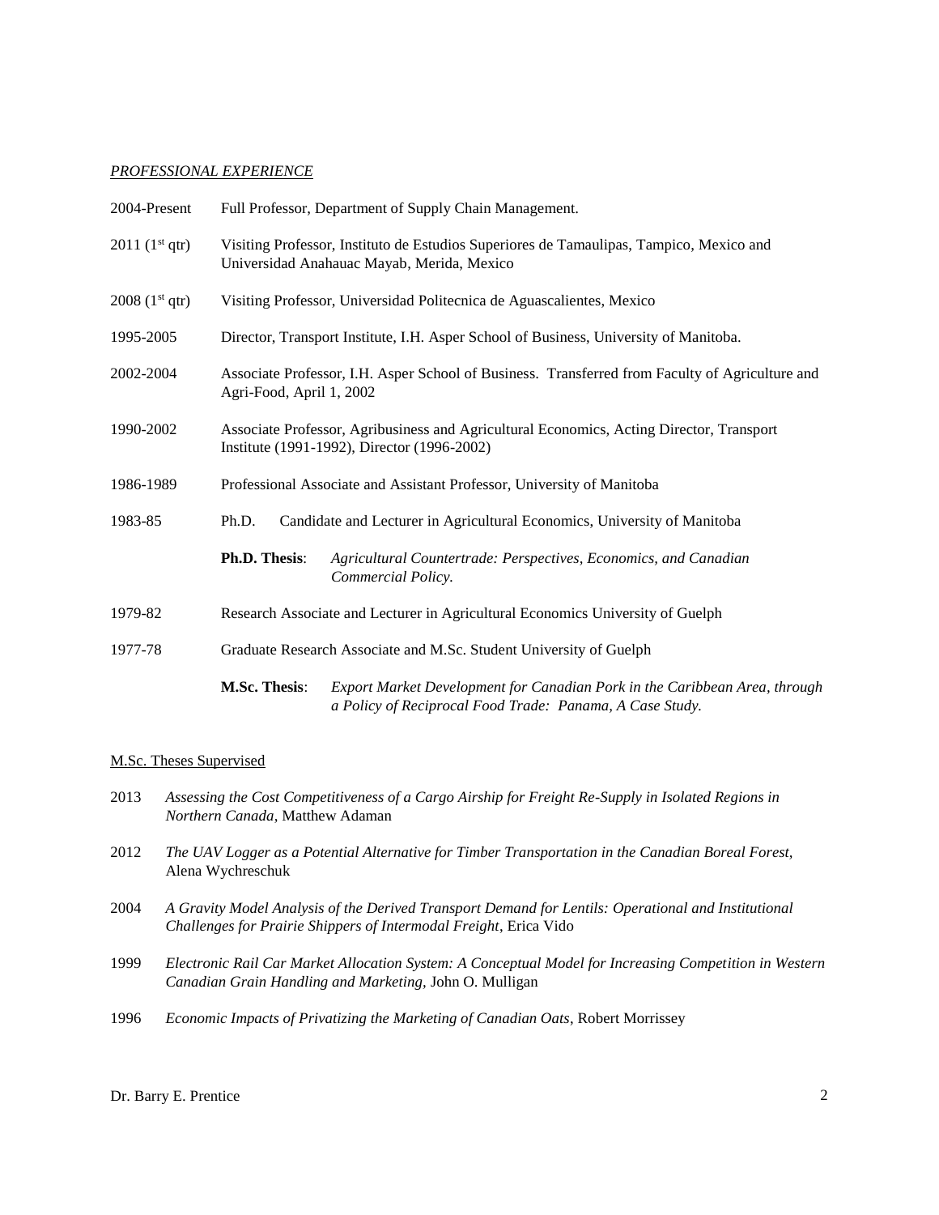*PROFESSIONAL EXPERIENCE*

2004-Present Full Professor, Department of Supply Chain Management.

2011 (1st qtr) Visiting Professor, Instituto de Estudios Superiores de Tamaulipas, Tampico, Mexico and Universidad Anahauac Mayab, Merida, Mexico

2008 (1st qtr) Visiting Professor, Universidad Politecnica de Aguascalientes, Mexico

1995-2005 Director, Transport Institute, I.H. Asper School of Business, University of Manitoba.

2002-2004 Associate Professor, I.H. Asper School of Business. Transferred from Faculty of Agriculture and Agri-Food, April 1, 2002

1990-2002 Associate Professor, Agribusiness and Agricultural Economics, Acting Director, Transport Institute (1991-1992), Director (1996-2002)

1986-1989 Professional Associate and Assistant Professor, University of Manitoba

1983-85 Ph.D. Candidate and Lecturer in Agricultural Economics, University of Manitoba

**Ph.D. Thesis**: *Agricultural Countertrade: Perspectives, Economics, and Canadian Commercial Policy.*

1979-82 Research Associate and Lecturer in Agricultural Economics University of Guelph

1977-78 Graduate Research Associate and M.Sc. Student University of Guelph

**M.Sc. Thesis**: *Export Market Development for Canadian Pork in the Caribbean Area, through a Policy of Reciprocal Food Trade: Panama, A Case Study.*

M.Sc. Theses Supervised

2013 *Assessing the Cost Competitiveness of a Cargo Airship for Freight Re-Supply in Isolated Regions in Northern Canada*, Matthew Adaman

2012 *The UAV Logger as a Potential Alternative for Timber Transportation in the Canadian Boreal Forest*, Alena Wychreschuk

2004 *A Gravity Model Analysis of the Derived Transport Demand for Lentils: Operational and Institutional Challenges for Prairie Shippers of Intermodal Freight*, Erica Vido

1999 *Electronic Rail Car Market Allocation System: A Conceptual Model for Increasing Competition in Western Canadian Grain Handling and Marketing*, John O. Mulligan

1996 *Economic Impacts of Privatizing the Marketing of Canadian Oats*, Robert Morrissey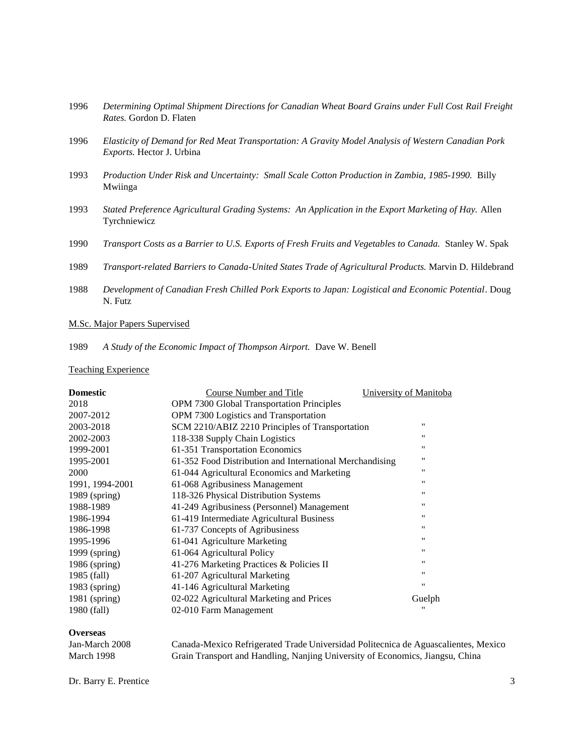1996 *Determining Optimal Shipment Directions for Canadian Wheat Board Grains under Full Cost Rail Freight Rates.* Gordon D. Flaten

1996 *Elasticity of Demand for Red Meat Transportation: A Gravity Model Analysis of Western Canadian Pork Exports.* Hector J. Urbina

1993 *Production Under Risk and Uncertainty: Small Scale Cotton Production in Zambia, 1985-1990.* Billy Mwiinga

1993 *Stated Preference Agricultural Grading Systems: An Application in the Export Marketing of Hay.* Allen Tyrchniewicz

1990 *Transport Costs as a Barrier to U.S. Exports of Fresh Fruits and Vegetables to Canada.* Stanley W. Spak

1989 *Transport-related Barriers to Canada-United States Trade of Agricultural Products.* Marvin D. Hildebrand

1988 *Development of Canadian Fresh Chilled Pork Exports to Japan: Logistical and Economic Potential*. Doug N. Futz

M.Sc. Major Papers Supervised

1989 *A Study of the Economic Impact of Thompson Airport.* Dave W. Benell

Teaching Experience

| **Domestic** | Course Number and Title | University of Manitoba |
|---|---|---|
| 2018 | OPM 7300 Global Transportation Principles | |
| 2007-2012 | OPM 7300 Logistics and Transportation | |
| 2003-2018 | SCM 2210/ABIZ 2210 Principles of Transportation | " |
| 2002-2003 | 118-338 Supply Chain Logistics | " |
| 1999-2001 | 61-351 Transportation Economics | " |
| 1995-2001 | 61-352 Food Distribution and International Merchandising | " |
| 2000 | 61-044 Agricultural Economics and Marketing | " |
| 1991, 1994-2001 | 61-068 Agribusiness Management | " |
| 1989 (spring) | 118-326 Physical Distribution Systems | " |
| 1988-1989 | 41-249 Agribusiness (Personnel) Management | " |
| 1986-1994 | 61-419 Intermediate Agricultural Business | " |
| 1986-1998 | 61-737 Concepts of Agribusiness | " |
| 1995-1996 | 61-041 Agriculture Marketing | " |
| 1999 (spring) | 61-064 Agricultural Policy | " |
| 1986 (spring) | 41-276 Marketing Practices & Policies II | " |
| 1985 (fall) | 61-207 Agricultural Marketing | " |
| 1983 (spring) | 41-146 Agricultural Marketing | " |
| 1981 (spring) | 02-022 Agricultural Marketing and Prices | Guelph |
| 1980 (fall) | 02-010 Farm Management | " |

**Overseas**

| | |
|---|---|
| Jan-March 2008 | Canada-Mexico Refrigerated Trade Universidad Politecnica de Aguascalientes, Mexico |
| March 1998 | Grain Transport and Handling, Nanjing University of Economics, Jiangsu, China |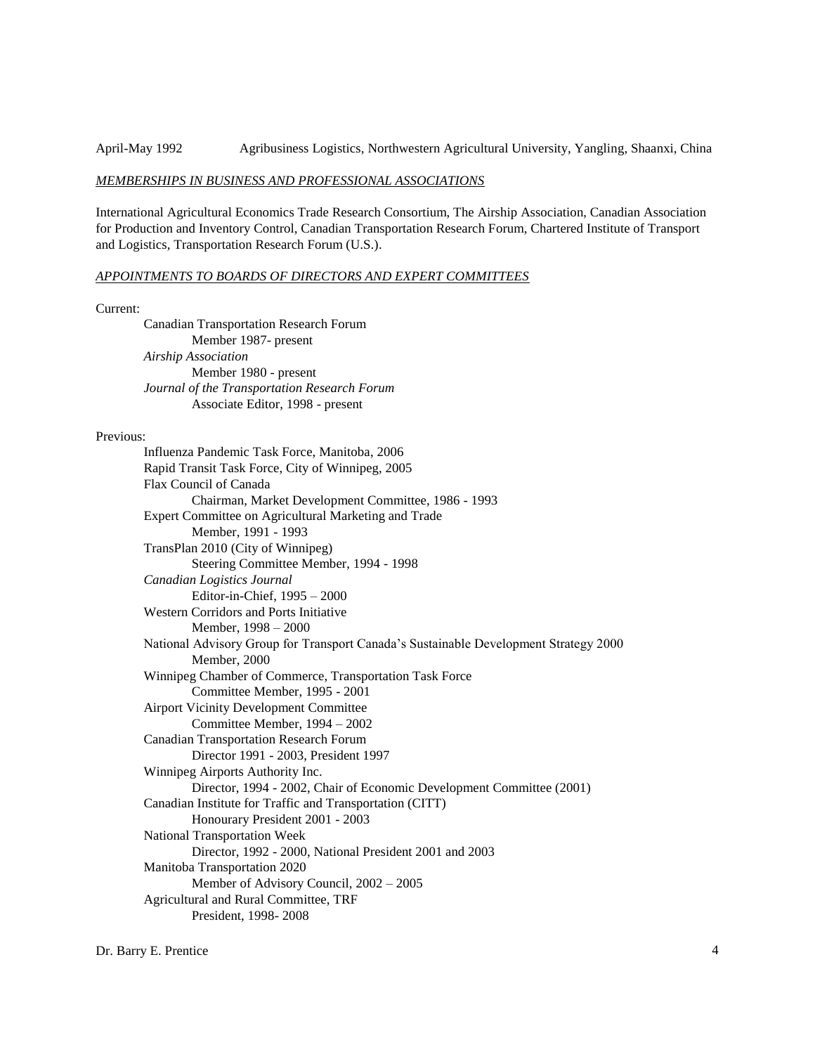April-May 1992 Agribusiness Logistics, Northwestern Agricultural University, Yangling, Shaanxi, China

### *MEMBERSHIPS IN BUSINESS AND PROFESSIONAL ASSOCIATIONS*

International Agricultural Economics Trade Research Consortium, The Airship Association, Canadian Association for Production and Inventory Control, Canadian Transportation Research Forum, Chartered Institute of Transport and Logistics, Transportation Research Forum (U.S.).

### *APPOINTMENTS TO BOARDS OF DIRECTORS AND EXPERT COMMITTEES*

Current:

- Canadian Transportation Research Forum
  - Member 1987- present
- *Airship Association*
  - Member 1980 - present
- *Journal of the Transportation Research Forum*
  - Associate Editor, 1998 - present

Previous:

- Influenza Pandemic Task Force, Manitoba, 2006
- Rapid Transit Task Force, City of Winnipeg, 2005
- Flax Council of Canada
  - Chairman, Market Development Committee, 1986 - 1993
- Expert Committee on Agricultural Marketing and Trade
  - Member, 1991 - 1993
- TransPlan 2010 (City of Winnipeg)
  - Steering Committee Member, 1994 - 1998
- *Canadian Logistics Journal*
  - Editor-in-Chief, 1995 – 2000
- Western Corridors and Ports Initiative
  - Member, 1998 – 2000
- National Advisory Group for Transport Canada's Sustainable Development Strategy 2000
  - Member, 2000
- Winnipeg Chamber of Commerce, Transportation Task Force
  - Committee Member, 1995 - 2001
- Airport Vicinity Development Committee
  - Committee Member, 1994 – 2002
- Canadian Transportation Research Forum
  - Director 1991 - 2003, President 1997
- Winnipeg Airports Authority Inc.
  - Director, 1994 - 2002, Chair of Economic Development Committee (2001)
- Canadian Institute for Traffic and Transportation (CITT)
  - Honourary President 2001 - 2003
- National Transportation Week
  - Director, 1992 - 2000, National President 2001 and 2003
- Manitoba Transportation 2020
  - Member of Advisory Council, 2002 – 2005
- Agricultural and Rural Committee, TRF
  - President, 1998- 2008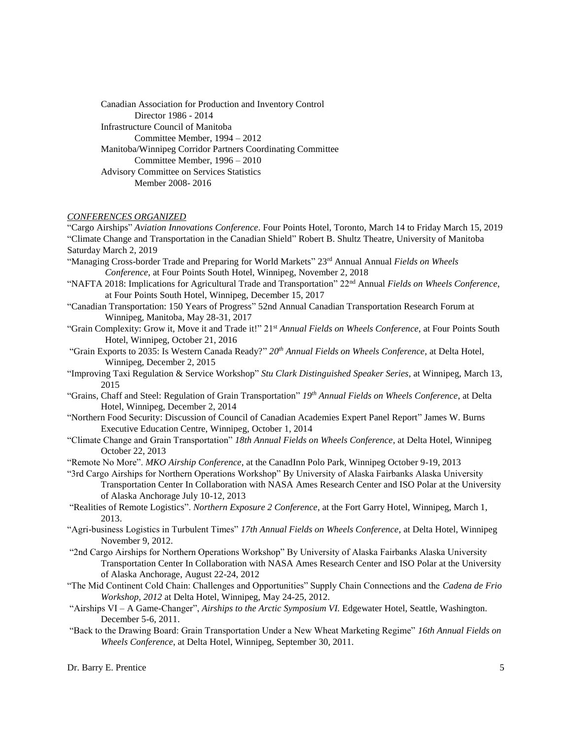Canadian Association for Production and Inventory Control
    Director 1986 - 2014
Infrastructure Council of Manitoba
    Committee Member, 1994 – 2012
Manitoba/Winnipeg Corridor Partners Coordinating Committee
    Committee Member, 1996 – 2010
Advisory Committee on Services Statistics
    Member 2008- 2016

*CONFERENCES ORGANIZED*

"Cargo Airships" *Aviation Innovations Conference*. Four Points Hotel, Toronto, March 14 to Friday March 15, 2019

"Climate Change and Transportation in the Canadian Shield" Robert B. Shultz Theatre, University of Manitoba Saturday March 2, 2019

"Managing Cross-border Trade and Preparing for World Markets" 23rd Annual Annual *Fields on Wheels Conference*, at Four Points South Hotel, Winnipeg, November 2, 2018

"NAFTA 2018: Implications for Agricultural Trade and Transportation" 22nd Annual *Fields on Wheels Conference*, at Four Points South Hotel, Winnipeg, December 15, 2017

"Canadian Transportation: 150 Years of Progress" 52nd Annual Canadian Transportation Research Forum at Winnipeg, Manitoba, May 28-31, 2017

"Grain Complexity: Grow it, Move it and Trade it!" 21st *Annual Fields on Wheels Conference*, at Four Points South Hotel, Winnipeg, October 21, 2016

"Grain Exports to 2035: Is Western Canada Ready?" *20th Annual Fields on Wheels Conference*, at Delta Hotel, Winnipeg, December 2, 2015

"Improving Taxi Regulation & Service Workshop" *Stu Clark Distinguished Speaker Series*, at Winnipeg, March 13, 2015

"Grains, Chaff and Steel: Regulation of Grain Transportation" *19th Annual Fields on Wheels Conference*, at Delta Hotel, Winnipeg, December 2, 2014

"Northern Food Security: Discussion of Council of Canadian Academies Expert Panel Report" James W. Burns Executive Education Centre, Winnipeg, October 1, 2014

"Climate Change and Grain Transportation" *18th Annual Fields on Wheels Conference*, at Delta Hotel, Winnipeg October 22, 2013

"Remote No More". *MKO Airship Conference*, at the CanadInn Polo Park, Winnipeg October 9-19, 2013

"3rd Cargo Airships for Northern Operations Workshop" By University of Alaska Fairbanks Alaska University Transportation Center In Collaboration with NASA Ames Research Center and ISO Polar at the University of Alaska Anchorage July 10-12, 2013

"Realities of Remote Logistics". *Northern Exposure 2 Conference*, at the Fort Garry Hotel, Winnipeg, March 1, 2013.

"Agri-business Logistics in Turbulent Times" *17th Annual Fields on Wheels Conference*, at Delta Hotel, Winnipeg November 9, 2012.

"2nd Cargo Airships for Northern Operations Workshop" By University of Alaska Fairbanks Alaska University Transportation Center In Collaboration with NASA Ames Research Center and ISO Polar at the University of Alaska Anchorage, August 22-24, 2012

"The Mid Continent Cold Chain: Challenges and Opportunities" Supply Chain Connections and the *Cadena de Frio Workshop, 2012* at Delta Hotel, Winnipeg, May 24-25, 2012.

"Airships VI – A Game-Changer", *Airships to the Arctic Symposium VI.* Edgewater Hotel, Seattle, Washington. December 5-6, 2011.

"Back to the Drawing Board: Grain Transportation Under a New Wheat Marketing Regime" *16th Annual Fields on Wheels Conference*, at Delta Hotel, Winnipeg, September 30, 2011.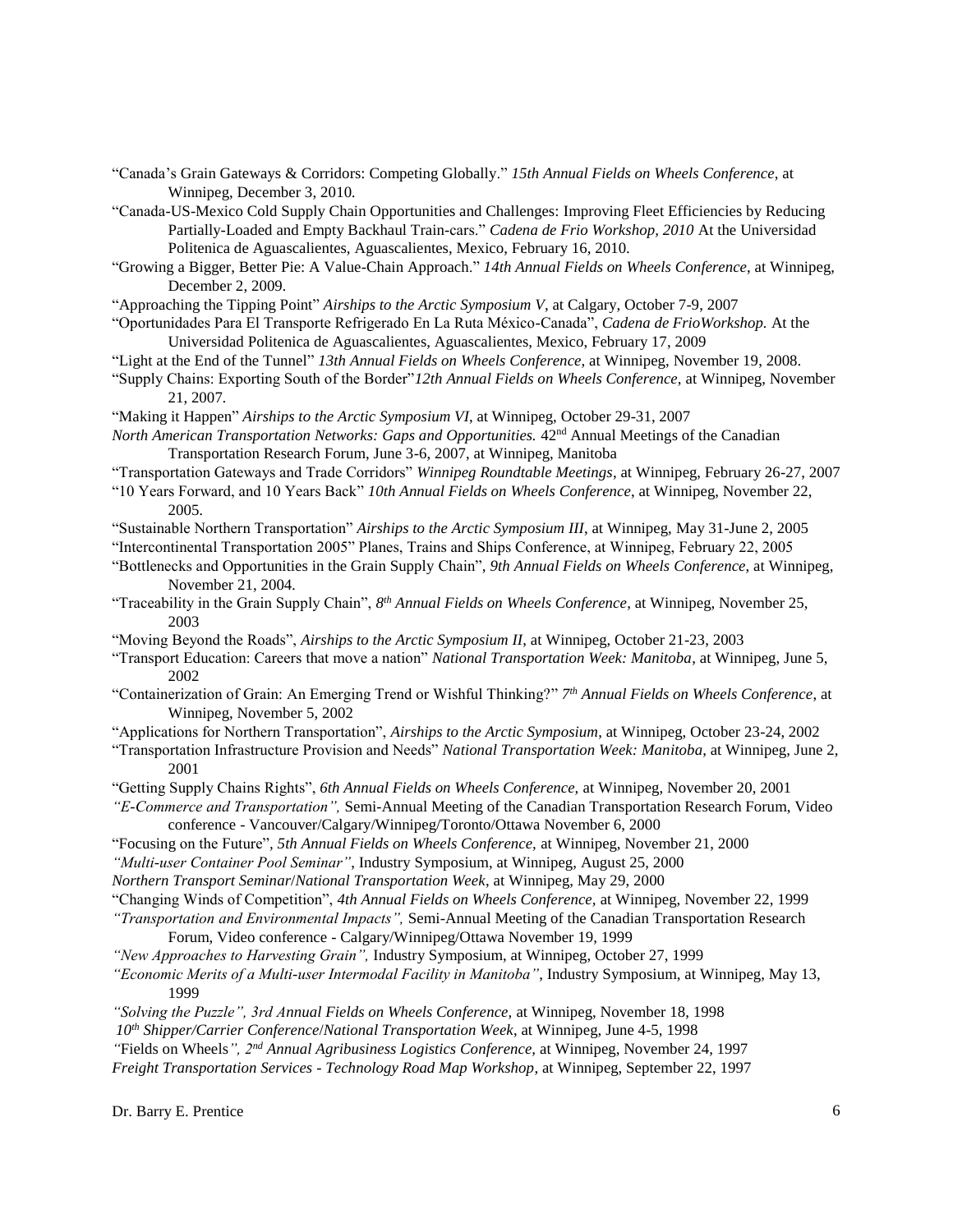"Canada's Grain Gateways & Corridors: Competing Globally." *15th Annual Fields on Wheels Conference*, at Winnipeg, December 3, 2010.

"Canada-US-Mexico Cold Supply Chain Opportunities and Challenges: Improving Fleet Efficiencies by Reducing Partially-Loaded and Empty Backhaul Train-cars." *Cadena de Frio Workshop, 2010* At the Universidad Politenica de Aguascalientes, Aguascalientes, Mexico, February 16, 2010.

"Growing a Bigger, Better Pie: A Value-Chain Approach." *14th Annual Fields on Wheels Conference*, at Winnipeg, December 2, 2009.

"Approaching the Tipping Point" *Airships to the Arctic Symposium V*, at Calgary, October 7-9, 2007

"Oportunidades Para El Transporte Refrigerado En La Ruta México-Canada", *Cadena de FrioWorkshop.* At the Universidad Politenica de Aguascalientes, Aguascalientes, Mexico, February 17, 2009

"Light at the End of the Tunnel" *13th Annual Fields on Wheels Conference*, at Winnipeg, November 19, 2008.

"Supply Chains: Exporting South of the Border"*12th Annual Fields on Wheels Conference*, at Winnipeg, November 21, 2007.

"Making it Happen" *Airships to the Arctic Symposium VI*, at Winnipeg, October 29-31, 2007

*North American Transportation Networks: Gaps and Opportunities.* 42nd Annual Meetings of the Canadian Transportation Research Forum, June 3-6, 2007, at Winnipeg, Manitoba

"Transportation Gateways and Trade Corridors" *Winnipeg Roundtable Meetings*, at Winnipeg, February 26-27, 2007

"10 Years Forward, and 10 Years Back" *10th Annual Fields on Wheels Conference*, at Winnipeg, November 22, 2005.

"Sustainable Northern Transportation" *Airships to the Arctic Symposium III*, at Winnipeg, May 31-June 2, 2005

"Intercontinental Transportation 2005" Planes, Trains and Ships Conference, at Winnipeg, February 22, 2005

"Bottlenecks and Opportunities in the Grain Supply Chain", *9th Annual Fields on Wheels Conference*, at Winnipeg, November 21, 2004.

"Traceability in the Grain Supply Chain", *8th Annual Fields on Wheels Conference*, at Winnipeg, November 25, 2003

"Moving Beyond the Roads", *Airships to the Arctic Symposium II*, at Winnipeg, October 21-23, 2003

"Transport Education: Careers that move a nation" *National Transportation Week: Manitoba*, at Winnipeg, June 5, 2002

"Containerization of Grain: An Emerging Trend or Wishful Thinking?" *7th Annual Fields on Wheels Conference*, at Winnipeg, November 5, 2002

"Applications for Northern Transportation", *Airships to the Arctic Symposium*, at Winnipeg, October 23-24, 2002

"Transportation Infrastructure Provision and Needs" *National Transportation Week: Manitoba*, at Winnipeg, June 2, 2001

"Getting Supply Chains Rights", *6th Annual Fields on Wheels Conference,* at Winnipeg, November 20, 2001

*"E-Commerce and Transportation",* Semi-Annual Meeting of the Canadian Transportation Research Forum, Video conference - Vancouver/Calgary/Winnipeg/Toronto/Ottawa November 6, 2000

"Focusing on the Future", *5th Annual Fields on Wheels Conference,* at Winnipeg, November 21, 2000

*"Multi-user Container Pool Seminar"*, Industry Symposium, at Winnipeg, August 25, 2000

*Northern Transport Seminar*/*National Transportation Week*, at Winnipeg, May 29, 2000

"Changing Winds of Competition", *4th Annual Fields on Wheels Conference,* at Winnipeg, November 22, 1999

*"Transportation and Environmental Impacts",* Semi-Annual Meeting of the Canadian Transportation Research Forum, Video conference - Calgary/Winnipeg/Ottawa November 19, 1999

*"New Approaches to Harvesting Grain",* Industry Symposium, at Winnipeg, October 27, 1999

*"Economic Merits of a Multi-user Intermodal Facility in Manitoba"*, Industry Symposium, at Winnipeg, May 13, 1999

*"Solving the Puzzle", 3rd Annual Fields on Wheels Conference,* at Winnipeg, November 18, 1998

*10th Shipper/Carrier Conference*/*National Transportation Week*, at Winnipeg, June 4-5, 1998

"Fields on Wheels*", 2nd Annual Agribusiness Logistics Conference,* at Winnipeg, November 24, 1997

*Freight Transportation Services - Technology Road Map Workshop*, at Winnipeg, September 22, 1997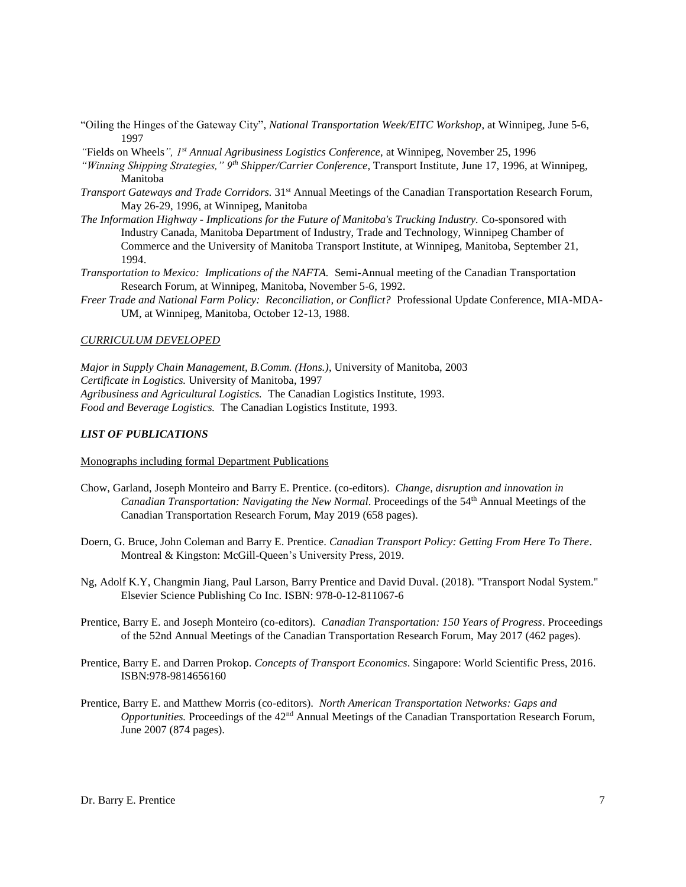"Oiling the Hinges of the Gateway City", *National Transportation Week/EITC Workshop*, at Winnipeg, June 5-6, 1997

"Fields on Wheels", *1st Annual Agribusiness Logistics Conference*, at Winnipeg, November 25, 1996

*"Winning Shipping Strategies," 9th Shipper/Carrier Conference*, Transport Institute, June 17, 1996, at Winnipeg, Manitoba

*Transport Gateways and Trade Corridors.* 31st Annual Meetings of the Canadian Transportation Research Forum, May 26-29, 1996, at Winnipeg, Manitoba

*The Information Highway - Implications for the Future of Manitoba's Trucking Industry.* Co-sponsored with Industry Canada, Manitoba Department of Industry, Trade and Technology, Winnipeg Chamber of Commerce and the University of Manitoba Transport Institute, at Winnipeg, Manitoba, September 21, 1994.

*Transportation to Mexico: Implications of the NAFTA.* Semi-Annual meeting of the Canadian Transportation Research Forum, at Winnipeg, Manitoba, November 5-6, 1992.

*Freer Trade and National Farm Policy: Reconciliation, or Conflict?* Professional Update Conference, MIA-MDA-UM, at Winnipeg, Manitoba, October 12-13, 1988.

## *CURRICULUM DEVELOPED*

*Major in Supply Chain Management, B.Comm. (Hons.)*, University of Manitoba, 2003
*Certificate in Logistics.* University of Manitoba, 1997
*Agribusiness and Agricultural Logistics.* The Canadian Logistics Institute, 1993.
*Food and Beverage Logistics.* The Canadian Logistics Institute, 1993.

## ***LIST OF PUBLICATIONS***

### Monographs including formal Department Publications

Chow, Garland, Joseph Monteiro and Barry E. Prentice. (co-editors). *Change, disruption and innovation in Canadian Transportation: Navigating the New Normal*. Proceedings of the 54th Annual Meetings of the Canadian Transportation Research Forum, May 2019 (658 pages).

Doern, G. Bruce, John Coleman and Barry E. Prentice. *Canadian Transport Policy: Getting From Here To There*. Montreal & Kingston: McGill-Queen's University Press, 2019.

Ng, Adolf K.Y, Changmin Jiang, Paul Larson, Barry Prentice and David Duval. (2018). "Transport Nodal System." Elsevier Science Publishing Co Inc. ISBN: 978-0-12-811067-6

Prentice, Barry E. and Joseph Monteiro (co-editors). *Canadian Transportation: 150 Years of Progress*. Proceedings of the 52nd Annual Meetings of the Canadian Transportation Research Forum, May 2017 (462 pages).

Prentice, Barry E. and Darren Prokop. *Concepts of Transport Economics*. Singapore: World Scientific Press, 2016. ISBN:978-9814656160

Prentice, Barry E. and Matthew Morris (co-editors). *North American Transportation Networks: Gaps and Opportunities.* Proceedings of the 42nd Annual Meetings of the Canadian Transportation Research Forum, June 2007 (874 pages).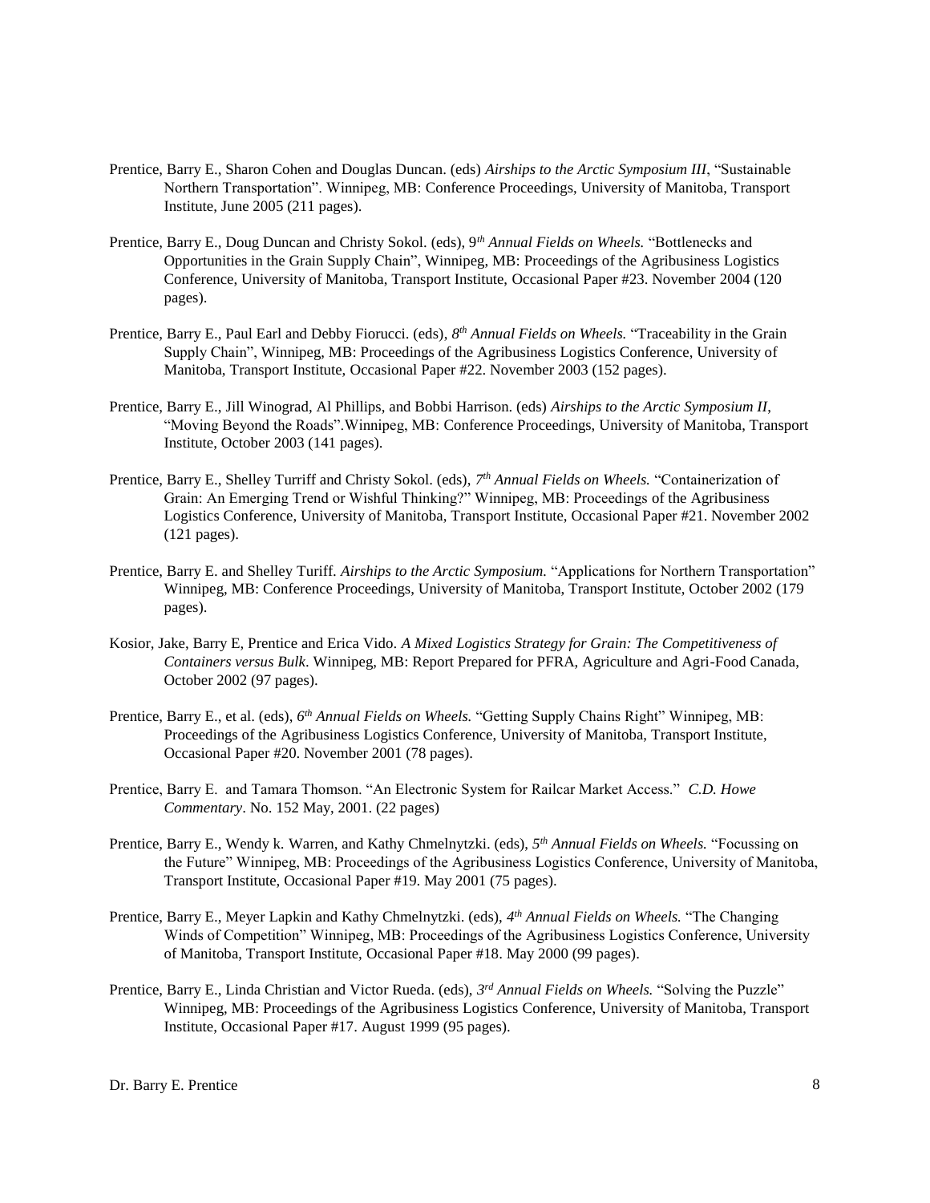Prentice, Barry E., Sharon Cohen and Douglas Duncan. (eds) *Airships to the Arctic Symposium III*, "Sustainable Northern Transportation". Winnipeg, MB: Conference Proceedings, University of Manitoba, Transport Institute, June 2005 (211 pages).

Prentice, Barry E., Doug Duncan and Christy Sokol. (eds), *9th Annual Fields on Wheels.* "Bottlenecks and Opportunities in the Grain Supply Chain", Winnipeg, MB: Proceedings of the Agribusiness Logistics Conference, University of Manitoba, Transport Institute, Occasional Paper #23. November 2004 (120 pages).

Prentice, Barry E., Paul Earl and Debby Fiorucci. (eds), *8th Annual Fields on Wheels.* "Traceability in the Grain Supply Chain", Winnipeg, MB: Proceedings of the Agribusiness Logistics Conference, University of Manitoba, Transport Institute, Occasional Paper #22. November 2003 (152 pages).

Prentice, Barry E., Jill Winograd, Al Phillips, and Bobbi Harrison. (eds) *Airships to the Arctic Symposium II*, "Moving Beyond the Roads".Winnipeg, MB: Conference Proceedings, University of Manitoba, Transport Institute, October 2003 (141 pages).

Prentice, Barry E., Shelley Turriff and Christy Sokol. (eds), *7th Annual Fields on Wheels.* "Containerization of Grain: An Emerging Trend or Wishful Thinking?" Winnipeg, MB: Proceedings of the Agribusiness Logistics Conference, University of Manitoba, Transport Institute, Occasional Paper #21. November 2002 (121 pages).

Prentice, Barry E. and Shelley Turiff. *Airships to the Arctic Symposium.* "Applications for Northern Transportation" Winnipeg, MB: Conference Proceedings, University of Manitoba, Transport Institute, October 2002 (179 pages).

Kosior, Jake, Barry E, Prentice and Erica Vido. *A Mixed Logistics Strategy for Grain: The Competitiveness of Containers versus Bulk*. Winnipeg, MB: Report Prepared for PFRA, Agriculture and Agri-Food Canada, October 2002 (97 pages).

Prentice, Barry E., et al. (eds), *6th Annual Fields on Wheels.* "Getting Supply Chains Right" Winnipeg, MB: Proceedings of the Agribusiness Logistics Conference, University of Manitoba, Transport Institute, Occasional Paper #20. November 2001 (78 pages).

Prentice, Barry E. and Tamara Thomson. "An Electronic System for Railcar Market Access." *C.D. Howe Commentary*. No. 152 May, 2001. (22 pages)

Prentice, Barry E., Wendy k. Warren, and Kathy Chmelnytzki. (eds), *5th Annual Fields on Wheels.* "Focussing on the Future" Winnipeg, MB: Proceedings of the Agribusiness Logistics Conference, University of Manitoba, Transport Institute, Occasional Paper #19. May 2001 (75 pages).

Prentice, Barry E., Meyer Lapkin and Kathy Chmelnytzki. (eds), *4th Annual Fields on Wheels.* "The Changing Winds of Competition" Winnipeg, MB: Proceedings of the Agribusiness Logistics Conference, University of Manitoba, Transport Institute, Occasional Paper #18. May 2000 (99 pages).

Prentice, Barry E., Linda Christian and Victor Rueda. (eds), *3rd Annual Fields on Wheels.* "Solving the Puzzle" Winnipeg, MB: Proceedings of the Agribusiness Logistics Conference, University of Manitoba, Transport Institute, Occasional Paper #17. August 1999 (95 pages).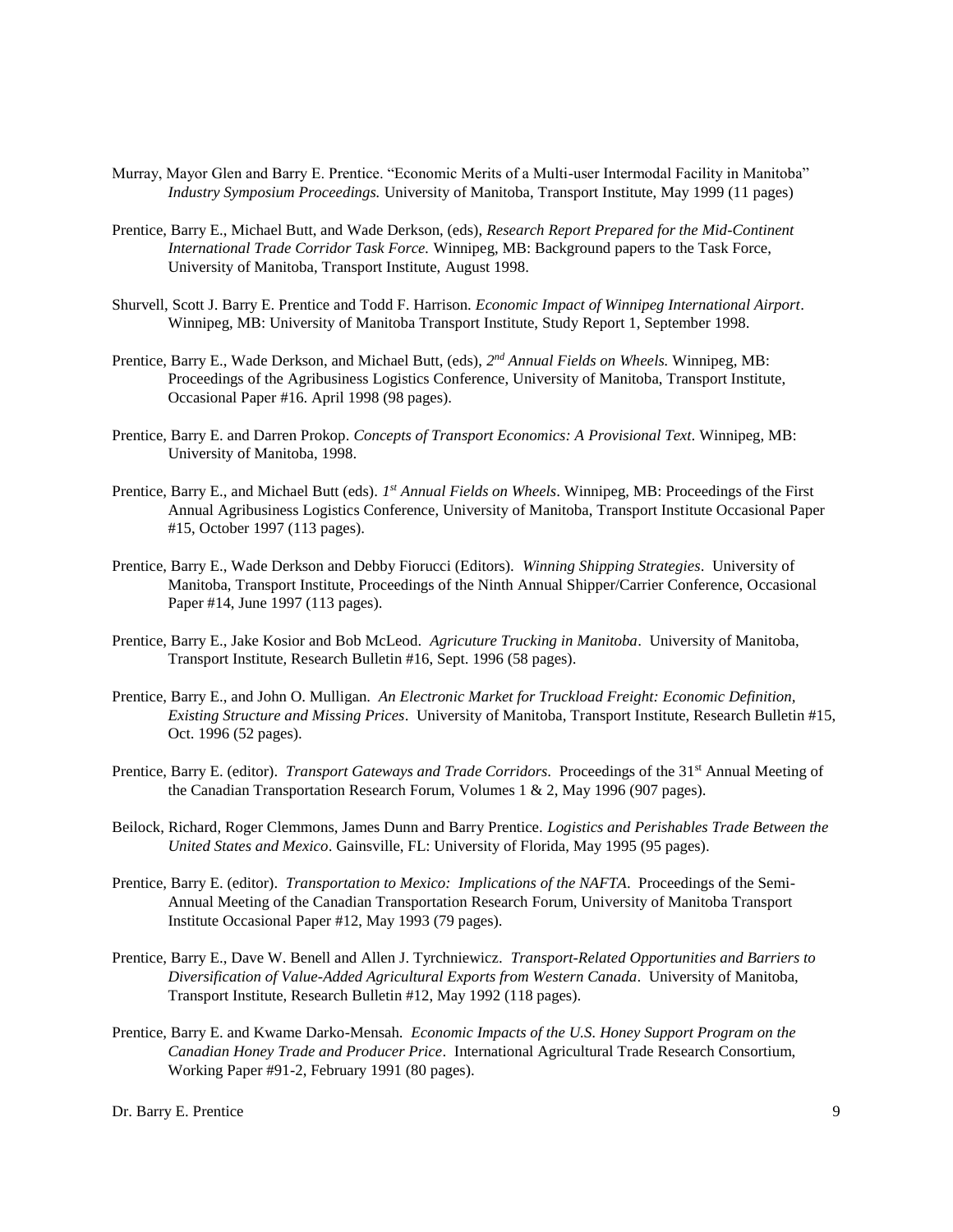Murray, Mayor Glen and Barry E. Prentice. "Economic Merits of a Multi-user Intermodal Facility in Manitoba" *Industry Symposium Proceedings.* University of Manitoba, Transport Institute, May 1999 (11 pages)

Prentice, Barry E., Michael Butt, and Wade Derkson, (eds), *Research Report Prepared for the Mid-Continent International Trade Corridor Task Force.* Winnipeg, MB: Background papers to the Task Force, University of Manitoba, Transport Institute, August 1998.

Shurvell, Scott J. Barry E. Prentice and Todd F. Harrison. *Economic Impact of Winnipeg International Airport*. Winnipeg, MB: University of Manitoba Transport Institute, Study Report 1, September 1998.

Prentice, Barry E., Wade Derkson, and Michael Butt, (eds), *2nd Annual Fields on Wheels.* Winnipeg, MB: Proceedings of the Agribusiness Logistics Conference, University of Manitoba, Transport Institute, Occasional Paper #16. April 1998 (98 pages).

Prentice, Barry E. and Darren Prokop. *Concepts of Transport Economics: A Provisional Text*. Winnipeg, MB: University of Manitoba, 1998.

Prentice, Barry E., and Michael Butt (eds). *1st Annual Fields on Wheels*. Winnipeg, MB: Proceedings of the First Annual Agribusiness Logistics Conference, University of Manitoba, Transport Institute Occasional Paper #15, October 1997 (113 pages).

Prentice, Barry E., Wade Derkson and Debby Fiorucci (Editors). *Winning Shipping Strategies*. University of Manitoba, Transport Institute, Proceedings of the Ninth Annual Shipper/Carrier Conference, Occasional Paper #14, June 1997 (113 pages).

Prentice, Barry E., Jake Kosior and Bob McLeod. *Agricuture Trucking in Manitoba*. University of Manitoba, Transport Institute, Research Bulletin #16, Sept. 1996 (58 pages).

Prentice, Barry E., and John O. Mulligan. *An Electronic Market for Truckload Freight: Economic Definition, Existing Structure and Missing Prices*. University of Manitoba, Transport Institute, Research Bulletin #15, Oct. 1996 (52 pages).

Prentice, Barry E. (editor). *Transport Gateways and Trade Corridors*. Proceedings of the 31st Annual Meeting of the Canadian Transportation Research Forum, Volumes 1 & 2, May 1996 (907 pages).

Beilock, Richard, Roger Clemmons, James Dunn and Barry Prentice. *Logistics and Perishables Trade Between the United States and Mexico*. Gainsville, FL: University of Florida, May 1995 (95 pages).

Prentice, Barry E. (editor). *Transportation to Mexico: Implications of the NAFTA*. Proceedings of the Semi-Annual Meeting of the Canadian Transportation Research Forum, University of Manitoba Transport Institute Occasional Paper #12, May 1993 (79 pages).

Prentice, Barry E., Dave W. Benell and Allen J. Tyrchniewicz. *Transport-Related Opportunities and Barriers to Diversification of Value-Added Agricultural Exports from Western Canada*. University of Manitoba, Transport Institute, Research Bulletin #12, May 1992 (118 pages).

Prentice, Barry E. and Kwame Darko-Mensah. *Economic Impacts of the U.S. Honey Support Program on the Canadian Honey Trade and Producer Price*. International Agricultural Trade Research Consortium, Working Paper #91-2, February 1991 (80 pages).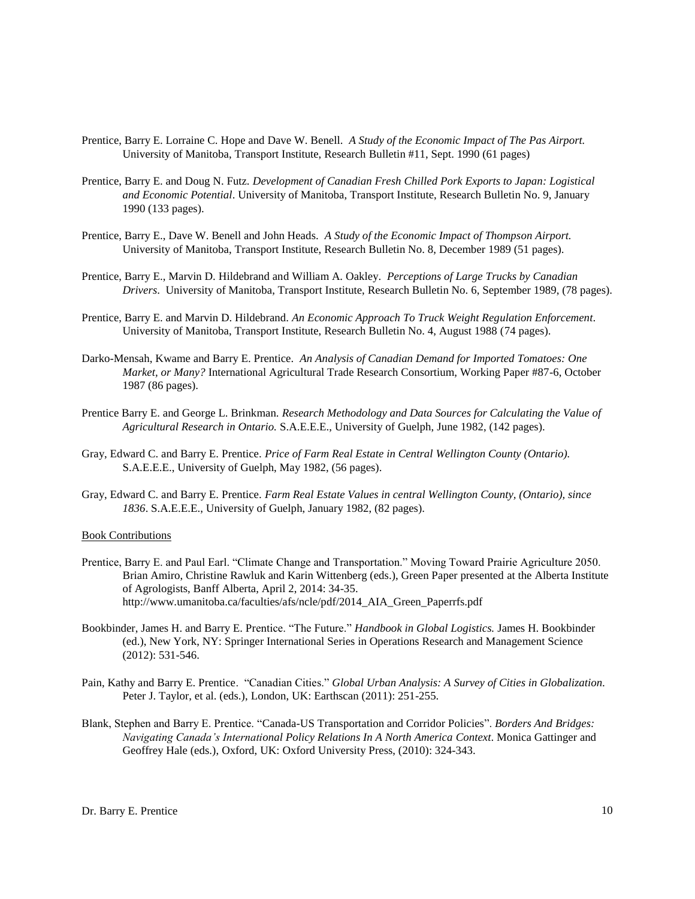Prentice, Barry E. Lorraine C. Hope and Dave W. Benell. *A Study of the Economic Impact of The Pas Airport.* University of Manitoba, Transport Institute, Research Bulletin #11, Sept. 1990 (61 pages)

Prentice, Barry E. and Doug N. Futz. *Development of Canadian Fresh Chilled Pork Exports to Japan: Logistical and Economic Potential*. University of Manitoba, Transport Institute, Research Bulletin No. 9, January 1990 (133 pages).

Prentice, Barry E., Dave W. Benell and John Heads. *A Study of the Economic Impact of Thompson Airport.* University of Manitoba, Transport Institute, Research Bulletin No. 8, December 1989 (51 pages).

Prentice, Barry E., Marvin D. Hildebrand and William A. Oakley. *Perceptions of Large Trucks by Canadian Drivers.* University of Manitoba, Transport Institute, Research Bulletin No. 6, September 1989, (78 pages).

Prentice, Barry E. and Marvin D. Hildebrand. *An Economic Approach To Truck Weight Regulation Enforcement*. University of Manitoba, Transport Institute, Research Bulletin No. 4, August 1988 (74 pages).

Darko-Mensah, Kwame and Barry E. Prentice. *An Analysis of Canadian Demand for Imported Tomatoes: One Market, or Many?* International Agricultural Trade Research Consortium, Working Paper #87-6, October 1987 (86 pages).

Prentice Barry E. and George L. Brinkman. *Research Methodology and Data Sources for Calculating the Value of Agricultural Research in Ontario.* S.A.E.E.E., University of Guelph, June 1982, (142 pages).

Gray, Edward C. and Barry E. Prentice. *Price of Farm Real Estate in Central Wellington County (Ontario).* S.A.E.E.E., University of Guelph, May 1982, (56 pages).

Gray, Edward C. and Barry E. Prentice. *Farm Real Estate Values in central Wellington County, (Ontario), since 1836*. S.A.E.E.E., University of Guelph, January 1982, (82 pages).

Book Contributions

Prentice, Barry E. and Paul Earl. "Climate Change and Transportation." Moving Toward Prairie Agriculture 2050. Brian Amiro, Christine Rawluk and Karin Wittenberg (eds.), Green Paper presented at the Alberta Institute of Agrologists, Banff Alberta, April 2, 2014: 34-35. http://www.umanitoba.ca/faculties/afs/ncle/pdf/2014_AIA_Green_Paperrfs.pdf

Bookbinder, James H. and Barry E. Prentice. "The Future." *Handbook in Global Logistics.* James H. Bookbinder (ed.), New York, NY: Springer International Series in Operations Research and Management Science (2012): 531-546.

Pain, Kathy and Barry E. Prentice. "Canadian Cities." *Global Urban Analysis: A Survey of Cities in Globalization.* Peter J. Taylor, et al. (eds.), London, UK: Earthscan (2011): 251-255.

Blank, Stephen and Barry E. Prentice. "Canada-US Transportation and Corridor Policies". *Borders And Bridges: Navigating Canada's International Policy Relations In A North America Context*. Monica Gattinger and Geoffrey Hale (eds.), Oxford, UK: Oxford University Press, (2010): 324-343.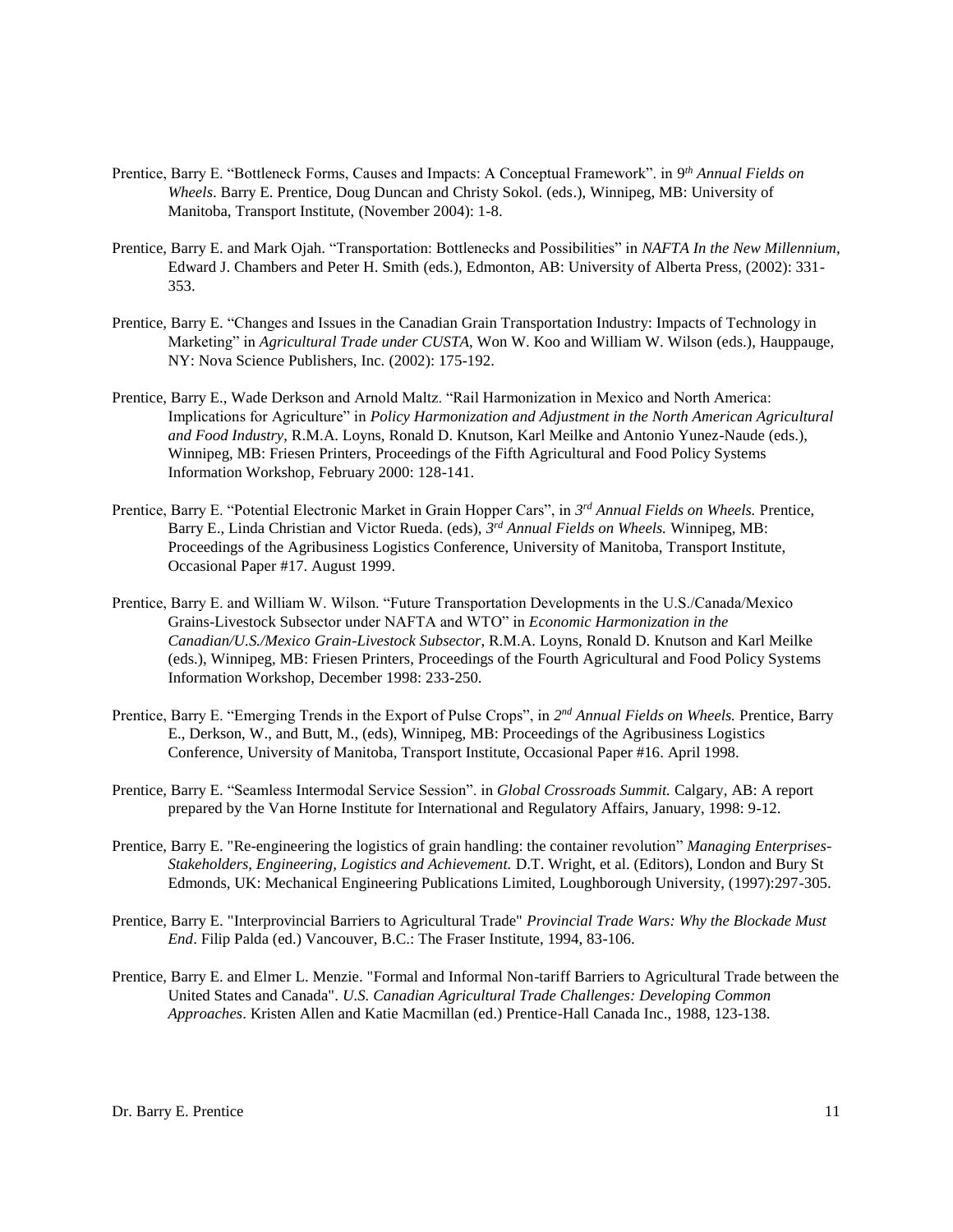Prentice, Barry E. “Bottleneck Forms, Causes and Impacts: A Conceptual Framework”. in 9th *Annual Fields on Wheels*. Barry E. Prentice, Doug Duncan and Christy Sokol. (eds.), Winnipeg, MB: University of Manitoba, Transport Institute, (November 2004): 1-8.

Prentice, Barry E. and Mark Ojah. “Transportation: Bottlenecks and Possibilities” in *NAFTA In the New Millennium*, Edward J. Chambers and Peter H. Smith (eds.), Edmonton, AB: University of Alberta Press, (2002): 331-353.

Prentice, Barry E. “Changes and Issues in the Canadian Grain Transportation Industry: Impacts of Technology in Marketing” in *Agricultural Trade under CUSTA*, Won W. Koo and William W. Wilson (eds.), Hauppauge, NY: Nova Science Publishers, Inc. (2002): 175-192.

Prentice, Barry E., Wade Derkson and Arnold Maltz. “Rail Harmonization in Mexico and North America: Implications for Agriculture” in *Policy Harmonization and Adjustment in the North American Agricultural and Food Industry*, R.M.A. Loyns, Ronald D. Knutson, Karl Meilke and Antonio Yunez-Naude (eds.), Winnipeg, MB: Friesen Printers, Proceedings of the Fifth Agricultural and Food Policy Systems Information Workshop, February 2000: 128-141.

Prentice, Barry E. “Potential Electronic Market in Grain Hopper Cars”, in *3rd Annual Fields on Wheels.* Prentice, Barry E., Linda Christian and Victor Rueda. (eds), *3rd Annual Fields on Wheels.* Winnipeg, MB: Proceedings of the Agribusiness Logistics Conference, University of Manitoba, Transport Institute, Occasional Paper #17. August 1999.

Prentice, Barry E. and William W. Wilson. “Future Transportation Developments in the U.S./Canada/Mexico Grains-Livestock Subsector under NAFTA and WTO” in *Economic Harmonization in the Canadian/U.S./Mexico Grain-Livestock Subsector*, R.M.A. Loyns, Ronald D. Knutson and Karl Meilke (eds.), Winnipeg, MB: Friesen Printers, Proceedings of the Fourth Agricultural and Food Policy Systems Information Workshop, December 1998: 233-250.

Prentice, Barry E. “Emerging Trends in the Export of Pulse Crops”, in *2nd Annual Fields on Wheels.* Prentice, Barry E., Derkson, W., and Butt, M., (eds), Winnipeg, MB: Proceedings of the Agribusiness Logistics Conference, University of Manitoba, Transport Institute, Occasional Paper #16. April 1998.

Prentice, Barry E. “Seamless Intermodal Service Session”. in *Global Crossroads Summit.* Calgary, AB: A report prepared by the Van Horne Institute for International and Regulatory Affairs, January, 1998: 9-12.

Prentice, Barry E. "Re-engineering the logistics of grain handling: the container revolution” *Managing Enterprises-Stakeholders, Engineering, Logistics and Achievement.* D.T. Wright, et al. (Editors), London and Bury St Edmonds, UK: Mechanical Engineering Publications Limited, Loughborough University, (1997):297-305.

Prentice, Barry E. "Interprovincial Barriers to Agricultural Trade" *Provincial Trade Wars: Why the Blockade Must End*. Filip Palda (ed.) Vancouver, B.C.: The Fraser Institute, 1994, 83-106.

Prentice, Barry E. and Elmer L. Menzie. "Formal and Informal Non-tariff Barriers to Agricultural Trade between the United States and Canada". *U.S. Canadian Agricultural Trade Challenges: Developing Common Approaches*. Kristen Allen and Katie Macmillan (ed.) Prentice-Hall Canada Inc., 1988, 123-138.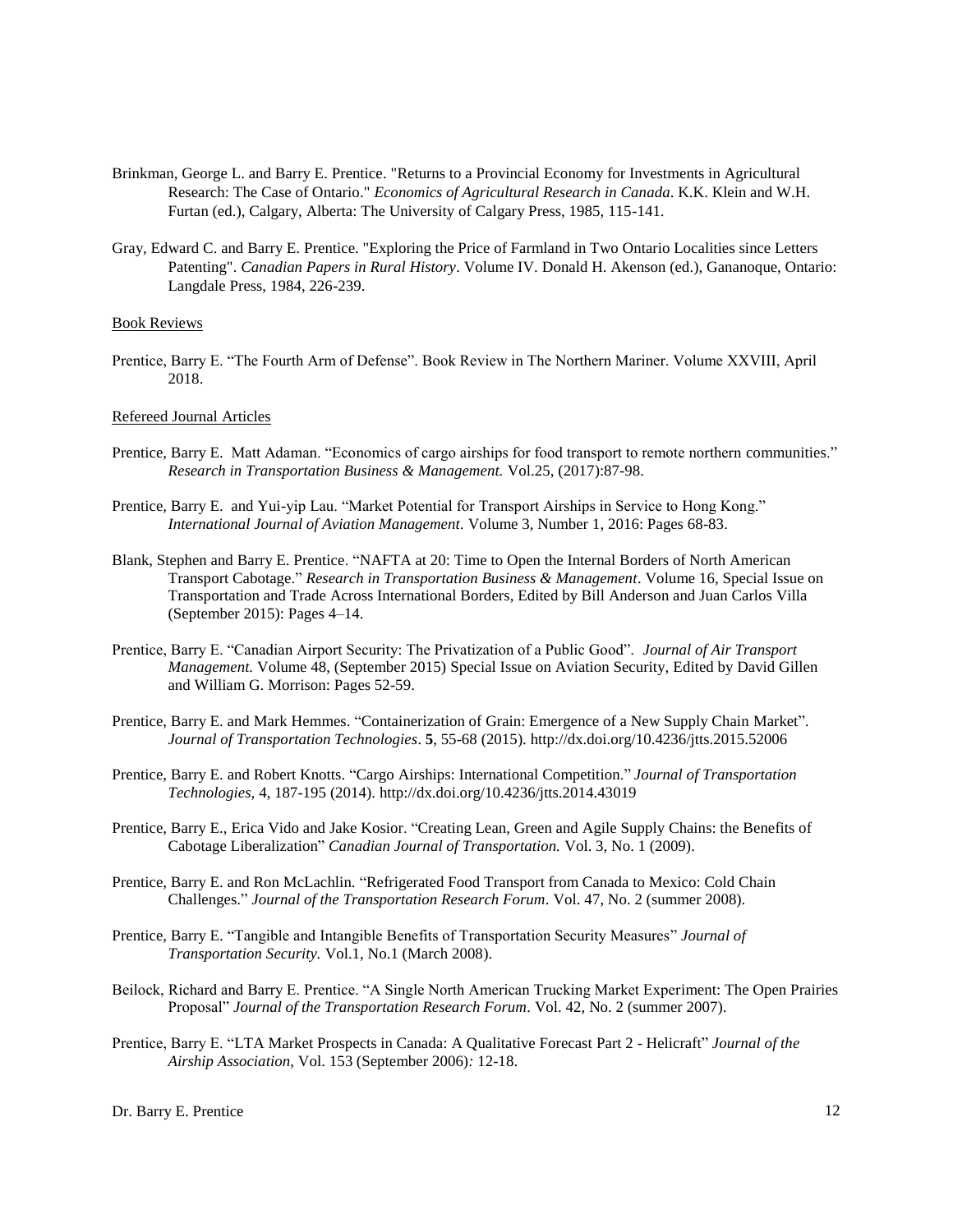Brinkman, George L. and Barry E. Prentice. "Returns to a Provincial Economy for Investments in Agricultural Research: The Case of Ontario." *Economics of Agricultural Research in Canada*. K.K. Klein and W.H. Furtan (ed.), Calgary, Alberta: The University of Calgary Press, 1985, 115-141.

Gray, Edward C. and Barry E. Prentice. "Exploring the Price of Farmland in Two Ontario Localities since Letters Patenting". *Canadian Papers in Rural History*. Volume IV. Donald H. Akenson (ed.), Gananoque, Ontario: Langdale Press, 1984, 226-239.

Book Reviews

Prentice, Barry E. "The Fourth Arm of Defense". Book Review in The Northern Mariner. Volume XXVIII, April 2018.

Refereed Journal Articles

Prentice, Barry E. Matt Adaman. "Economics of cargo airships for food transport to remote northern communities." *Research in Transportation Business & Management.* Vol.25, (2017):87-98.

Prentice, Barry E. and Yui-yip Lau. "Market Potential for Transport Airships in Service to Hong Kong." *International Journal of Aviation Management*. Volume 3, Number 1, 2016: Pages 68-83.

Blank, Stephen and Barry E. Prentice. "NAFTA at 20: Time to Open the Internal Borders of North American Transport Cabotage." *Research in Transportation Business & Management*. Volume 16, Special Issue on Transportation and Trade Across International Borders, Edited by Bill Anderson and Juan Carlos Villa (September 2015): Pages 4–14.

Prentice, Barry E. "Canadian Airport Security: The Privatization of a Public Good". *Journal of Air Transport Management.* Volume 48, (September 2015) Special Issue on Aviation Security, Edited by David Gillen and William G. Morrison: Pages 52-59.

Prentice, Barry E. and Mark Hemmes. "Containerization of Grain: Emergence of a New Supply Chain Market". *Journal of Transportation Technologies*. **5**, 55-68 (2015). http://dx.doi.org/10.4236/jtts.2015.52006

Prentice, Barry E. and Robert Knotts. "Cargo Airships: International Competition." *Journal of Transportation Technologies*, 4, 187-195 (2014). http://dx.doi.org/10.4236/jtts.2014.43019

Prentice, Barry E., Erica Vido and Jake Kosior. "Creating Lean, Green and Agile Supply Chains: the Benefits of Cabotage Liberalization" *Canadian Journal of Transportation.* Vol. 3, No. 1 (2009).

Prentice, Barry E. and Ron McLachlin. "Refrigerated Food Transport from Canada to Mexico: Cold Chain Challenges." *Journal of the Transportation Research Forum*. Vol. 47, No. 2 (summer 2008).

Prentice, Barry E. "Tangible and Intangible Benefits of Transportation Security Measures" *Journal of Transportation Security.* Vol.1, No.1 (March 2008).

Beilock, Richard and Barry E. Prentice. "A Single North American Trucking Market Experiment: The Open Prairies Proposal" *Journal of the Transportation Research Forum*. Vol. 42, No. 2 (summer 2007).

Prentice, Barry E. "LTA Market Prospects in Canada: A Qualitative Forecast Part 2 - Helicraft" *Journal of the Airship Association*, Vol. 153 (September 2006): 12-18.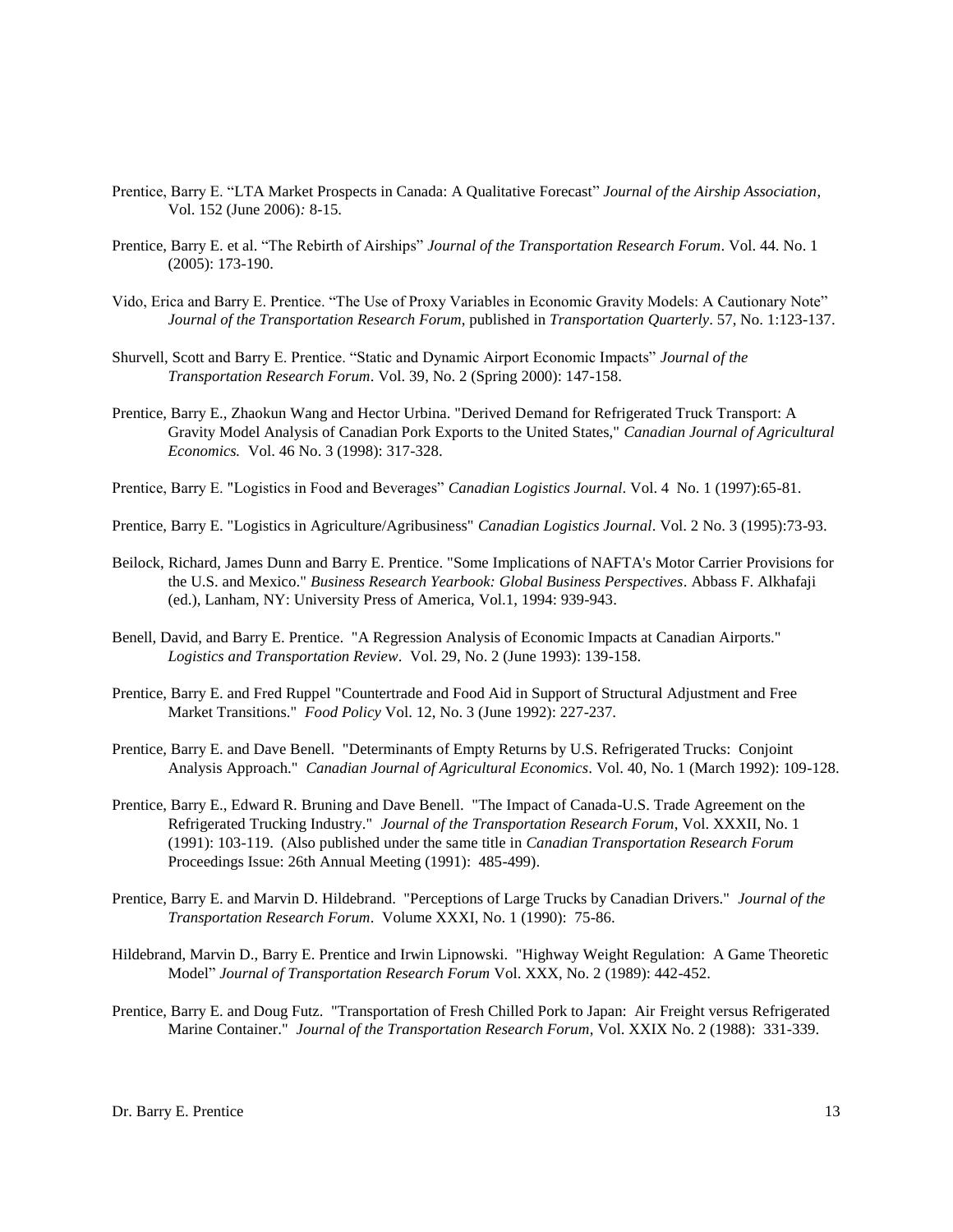Prentice, Barry E. "LTA Market Prospects in Canada: A Qualitative Forecast" *Journal of the Airship Association*, Vol. 152 (June 2006)*:* 8-15.

Prentice, Barry E. et al. "The Rebirth of Airships" *Journal of the Transportation Research Forum*. Vol. 44. No. 1 (2005): 173-190.

Vido, Erica and Barry E. Prentice. "The Use of Proxy Variables in Economic Gravity Models: A Cautionary Note" *Journal of the Transportation Research Forum*, published in *Transportation Quarterly*. 57, No. 1:123-137.

Shurvell, Scott and Barry E. Prentice. "Static and Dynamic Airport Economic Impacts" *Journal of the Transportation Research Forum*. Vol. 39, No. 2 (Spring 2000): 147-158.

Prentice, Barry E., Zhaokun Wang and Hector Urbina. "Derived Demand for Refrigerated Truck Transport: A Gravity Model Analysis of Canadian Pork Exports to the United States," *Canadian Journal of Agricultural Economics.* Vol. 46 No. 3 (1998): 317-328.

Prentice, Barry E. "Logistics in Food and Beverages" *Canadian Logistics Journal*. Vol. 4 No. 1 (1997):65-81.

Prentice, Barry E. "Logistics in Agriculture/Agribusiness" *Canadian Logistics Journal*. Vol. 2 No. 3 (1995):73-93.

Beilock, Richard, James Dunn and Barry E. Prentice. "Some Implications of NAFTA's Motor Carrier Provisions for the U.S. and Mexico." *Business Research Yearbook: Global Business Perspectives*. Abbass F. Alkhafaji (ed.), Lanham, NY: University Press of America, Vol.1, 1994: 939-943.

Benell, David, and Barry E. Prentice. "A Regression Analysis of Economic Impacts at Canadian Airports." *Logistics and Transportation Review*. Vol. 29, No. 2 (June 1993): 139-158.

Prentice, Barry E. and Fred Ruppel "Countertrade and Food Aid in Support of Structural Adjustment and Free Market Transitions." *Food Policy* Vol. 12, No. 3 (June 1992): 227-237.

Prentice, Barry E. and Dave Benell. "Determinants of Empty Returns by U.S. Refrigerated Trucks: Conjoint Analysis Approach." *Canadian Journal of Agricultural Economics*. Vol. 40, No. 1 (March 1992): 109-128.

Prentice, Barry E., Edward R. Bruning and Dave Benell. "The Impact of Canada-U.S. Trade Agreement on the Refrigerated Trucking Industry." *Journal of the Transportation Research Forum*, Vol. XXXII, No. 1 (1991): 103-119. (Also published under the same title in *Canadian Transportation Research Forum* Proceedings Issue: 26th Annual Meeting (1991): 485-499).

Prentice, Barry E. and Marvin D. Hildebrand. "Perceptions of Large Trucks by Canadian Drivers." *Journal of the Transportation Research Forum*. Volume XXXI, No. 1 (1990): 75-86.

Hildebrand, Marvin D., Barry E. Prentice and Irwin Lipnowski. "Highway Weight Regulation: A Game Theoretic Model" *Journal of Transportation Research Forum* Vol. XXX, No. 2 (1989): 442-452.

Prentice, Barry E. and Doug Futz. "Transportation of Fresh Chilled Pork to Japan: Air Freight versus Refrigerated Marine Container." *Journal of the Transportation Research Forum*, Vol. XXIX No. 2 (1988): 331-339.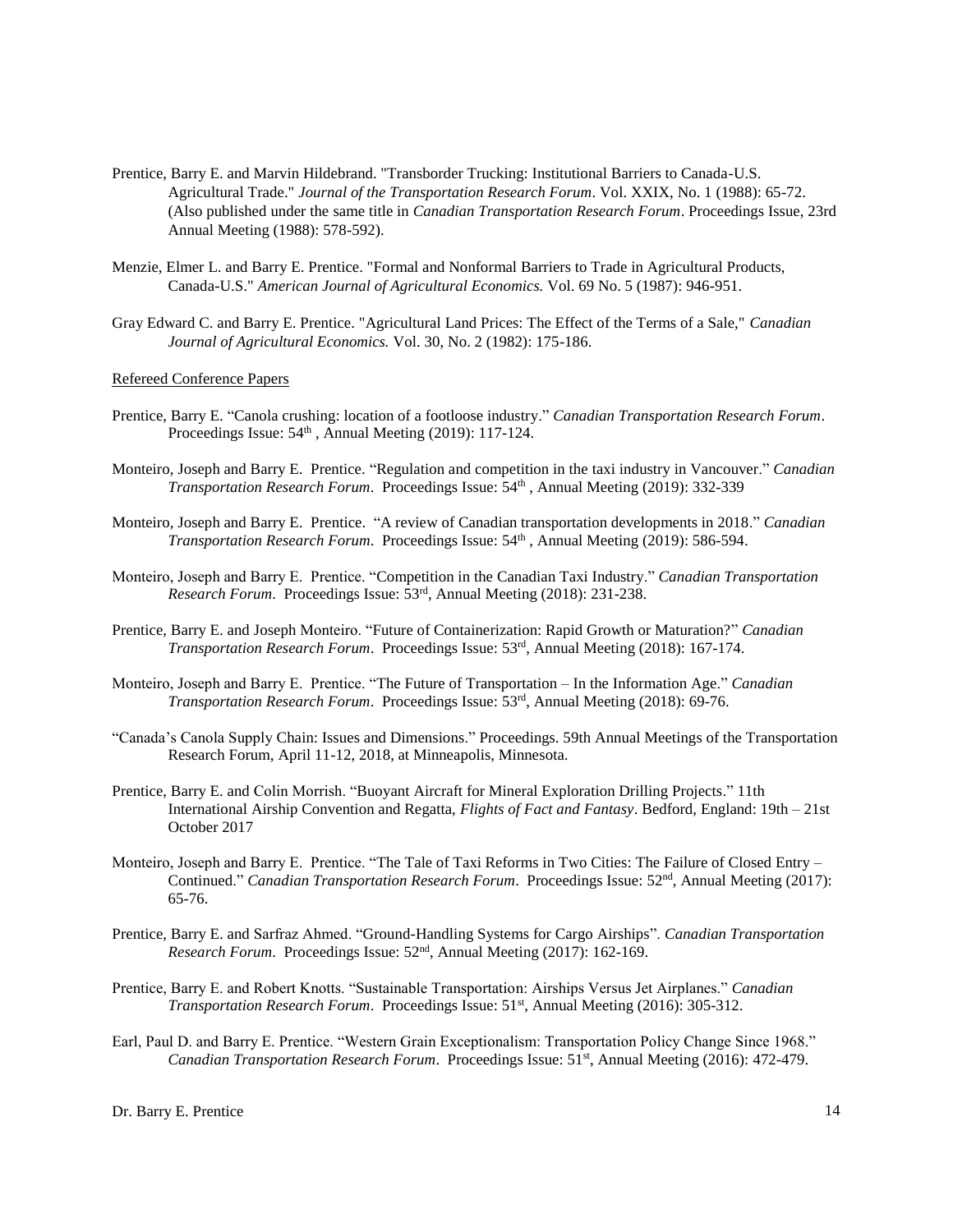Prentice, Barry E. and Marvin Hildebrand. "Transborder Trucking: Institutional Barriers to Canada-U.S. Agricultural Trade." *Journal of the Transportation Research Forum*. Vol. XXIX, No. 1 (1988): 65-72. (Also published under the same title in *Canadian Transportation Research Forum*. Proceedings Issue, 23rd Annual Meeting (1988): 578-592).

Menzie, Elmer L. and Barry E. Prentice. "Formal and Nonformal Barriers to Trade in Agricultural Products, Canada-U.S." *American Journal of Agricultural Economics.* Vol. 69 No. 5 (1987): 946-951.

Gray Edward C. and Barry E. Prentice. "Agricultural Land Prices: The Effect of the Terms of a Sale," *Canadian Journal of Agricultural Economics.* Vol. 30, No. 2 (1982): 175-186.

Refereed Conference Papers

Prentice, Barry E. "Canola crushing: location of a footloose industry." *Canadian Transportation Research Forum*. Proceedings Issue: 54th , Annual Meeting (2019): 117-124.

Monteiro, Joseph and Barry E. Prentice. "Regulation and competition in the taxi industry in Vancouver." *Canadian Transportation Research Forum*. Proceedings Issue: 54th , Annual Meeting (2019): 332-339

Monteiro, Joseph and Barry E. Prentice. "A review of Canadian transportation developments in 2018." *Canadian Transportation Research Forum*. Proceedings Issue: 54th , Annual Meeting (2019): 586-594.

Monteiro, Joseph and Barry E. Prentice. "Competition in the Canadian Taxi Industry." *Canadian Transportation Research Forum*. Proceedings Issue: 53rd, Annual Meeting (2018): 231-238.

Prentice, Barry E. and Joseph Monteiro. "Future of Containerization: Rapid Growth or Maturation?" *Canadian Transportation Research Forum*. Proceedings Issue: 53rd, Annual Meeting (2018): 167-174.

Monteiro, Joseph and Barry E. Prentice. "The Future of Transportation – In the Information Age." *Canadian Transportation Research Forum*. Proceedings Issue: 53rd, Annual Meeting (2018): 69-76.

"Canada's Canola Supply Chain: Issues and Dimensions." Proceedings. 59th Annual Meetings of the Transportation Research Forum, April 11-12, 2018, at Minneapolis, Minnesota.

Prentice, Barry E. and Colin Morrish. "Buoyant Aircraft for Mineral Exploration Drilling Projects." 11th International Airship Convention and Regatta, *Flights of Fact and Fantasy*. Bedford, England: 19th – 21st October 2017

Monteiro, Joseph and Barry E. Prentice. "The Tale of Taxi Reforms in Two Cities: The Failure of Closed Entry – Continued." *Canadian Transportation Research Forum*. Proceedings Issue: 52nd, Annual Meeting (2017): 65-76.

Prentice, Barry E. and Sarfraz Ahmed. "Ground-Handling Systems for Cargo Airships". *Canadian Transportation Research Forum*. Proceedings Issue: 52nd, Annual Meeting (2017): 162-169.

Prentice, Barry E. and Robert Knotts. "Sustainable Transportation: Airships Versus Jet Airplanes." *Canadian Transportation Research Forum*. Proceedings Issue: 51st, Annual Meeting (2016): 305-312.

Earl, Paul D. and Barry E. Prentice. "Western Grain Exceptionalism: Transportation Policy Change Since 1968." *Canadian Transportation Research Forum*. Proceedings Issue: 51st, Annual Meeting (2016): 472-479.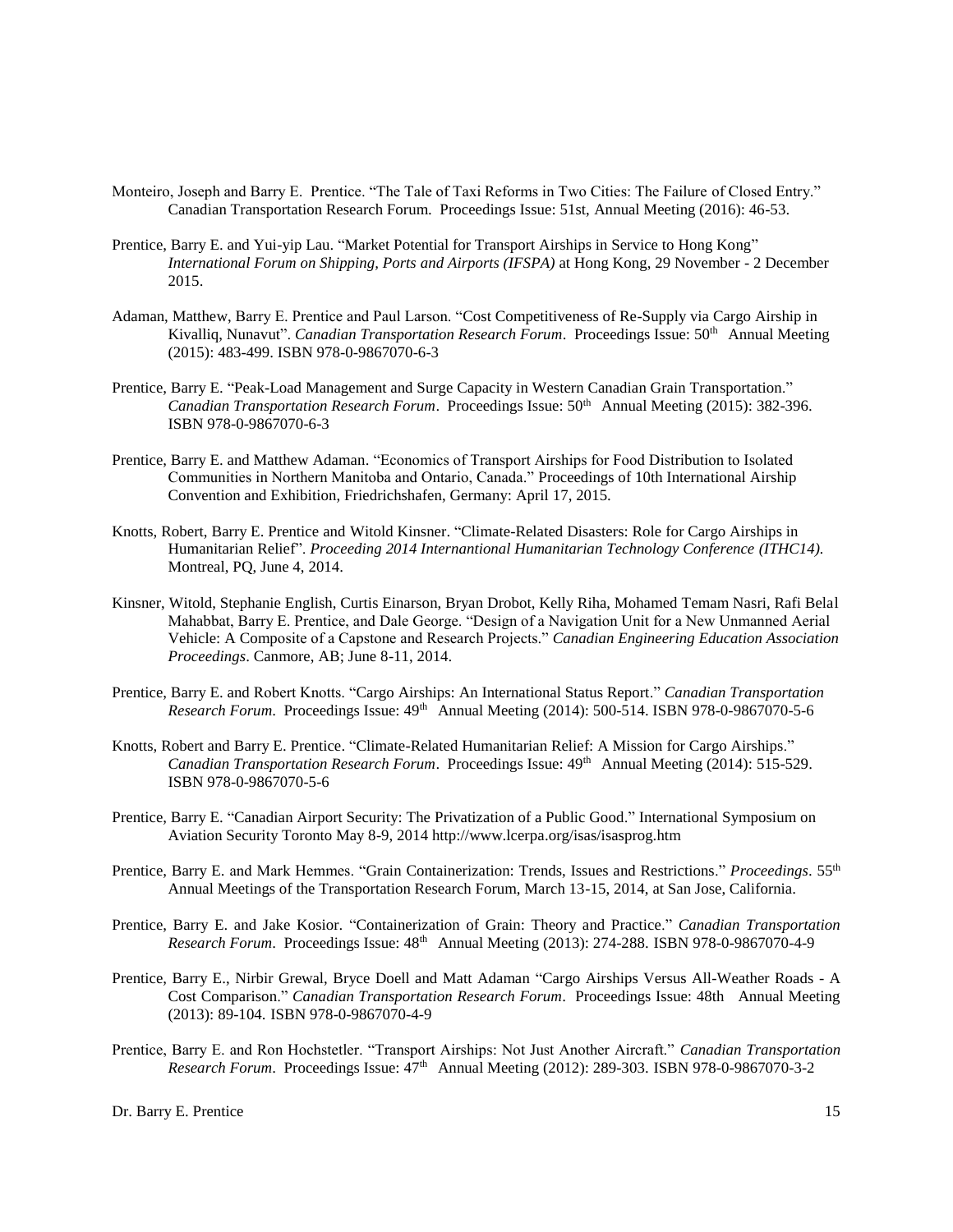Monteiro, Joseph and Barry E. Prentice. "The Tale of Taxi Reforms in Two Cities: The Failure of Closed Entry." Canadian Transportation Research Forum. Proceedings Issue: 51st, Annual Meeting (2016): 46-53.

Prentice, Barry E. and Yui-yip Lau. "Market Potential for Transport Airships in Service to Hong Kong" *International Forum on Shipping, Ports and Airports (IFSPA)* at Hong Kong, 29 November - 2 December 2015.

Adaman, Matthew, Barry E. Prentice and Paul Larson. "Cost Competitiveness of Re-Supply via Cargo Airship in Kivalliq, Nunavut". *Canadian Transportation Research Forum*. Proceedings Issue: 50th Annual Meeting (2015): 483-499. ISBN 978-0-9867070-6-3

Prentice, Barry E. "Peak-Load Management and Surge Capacity in Western Canadian Grain Transportation." *Canadian Transportation Research Forum*. Proceedings Issue: 50th Annual Meeting (2015): 382-396. ISBN 978-0-9867070-6-3

Prentice, Barry E. and Matthew Adaman. "Economics of Transport Airships for Food Distribution to Isolated Communities in Northern Manitoba and Ontario, Canada." Proceedings of 10th International Airship Convention and Exhibition, Friedrichshafen, Germany: April 17, 2015.

Knotts, Robert, Barry E. Prentice and Witold Kinsner. "Climate-Related Disasters: Role for Cargo Airships in Humanitarian Relief". *Proceeding 2014 Internantional Humanitarian Technology Conference (ITHC14).* Montreal, PQ, June 4, 2014.

Kinsner, Witold, Stephanie English, Curtis Einarson, Bryan Drobot, Kelly Riha, Mohamed Temam Nasri, Rafi Belal Mahabbat, Barry E. Prentice, and Dale George. "Design of a Navigation Unit for a New Unmanned Aerial Vehicle: A Composite of a Capstone and Research Projects." *Canadian Engineering Education Association Proceedings*. Canmore, AB; June 8-11, 2014.

Prentice, Barry E. and Robert Knotts. "Cargo Airships: An International Status Report." *Canadian Transportation Research Forum.* Proceedings Issue: 49th Annual Meeting (2014): 500-514. ISBN 978-0-9867070-5-6

Knotts, Robert and Barry E. Prentice. "Climate-Related Humanitarian Relief: A Mission for Cargo Airships." *Canadian Transportation Research Forum*. Proceedings Issue: 49th Annual Meeting (2014): 515-529. ISBN 978-0-9867070-5-6

Prentice, Barry E. "Canadian Airport Security: The Privatization of a Public Good." International Symposium on Aviation Security Toronto May 8-9, 2014 http://www.lcerpa.org/isas/isasprog.htm

Prentice, Barry E. and Mark Hemmes. "Grain Containerization: Trends, Issues and Restrictions." *Proceedings*. 55th Annual Meetings of the Transportation Research Forum, March 13-15, 2014, at San Jose, California.

Prentice, Barry E. and Jake Kosior. "Containerization of Grain: Theory and Practice." *Canadian Transportation Research Forum*. Proceedings Issue: 48th Annual Meeting (2013): 274-288. ISBN 978-0-9867070-4-9

Prentice, Barry E., Nirbir Grewal, Bryce Doell and Matt Adaman "Cargo Airships Versus All-Weather Roads - A Cost Comparison." *Canadian Transportation Research Forum*. Proceedings Issue: 48th Annual Meeting (2013): 89-104. ISBN 978-0-9867070-4-9

Prentice, Barry E. and Ron Hochstetler. "Transport Airships: Not Just Another Aircraft." *Canadian Transportation Research Forum*. Proceedings Issue: 47th Annual Meeting (2012): 289-303. ISBN 978-0-9867070-3-2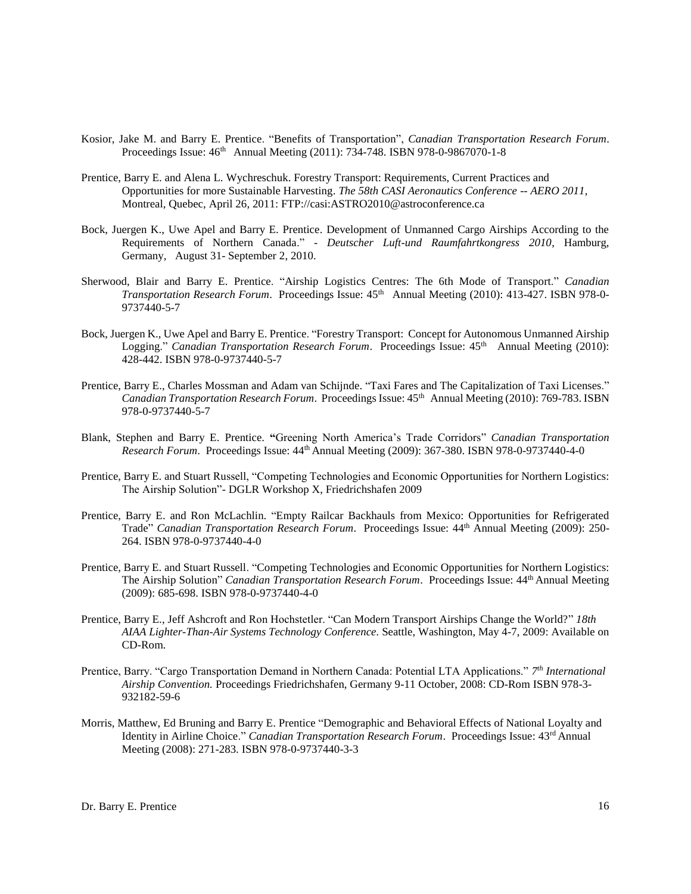Kosior, Jake M. and Barry E. Prentice. "Benefits of Transportation", *Canadian Transportation Research Forum*. Proceedings Issue: 46th Annual Meeting (2011): 734-748. ISBN 978-0-9867070-1-8

Prentice, Barry E. and Alena L. Wychreschuk. Forestry Transport: Requirements, Current Practices and Opportunities for more Sustainable Harvesting. *The 58th CASI Aeronautics Conference -- AERO 2011*, Montreal, Quebec, April 26, 2011: FTP://casi:ASTRO2010@astroconference.ca

Bock, Juergen K., Uwe Apel and Barry E. Prentice. Development of Unmanned Cargo Airships According to the Requirements of Northern Canada." - *Deutscher Luft-und Raumfahrtkongress 2010*, Hamburg, Germany, August 31- September 2, 2010.

Sherwood, Blair and Barry E. Prentice. "Airship Logistics Centres: The 6th Mode of Transport." *Canadian Transportation Research Forum*. Proceedings Issue: 45th Annual Meeting (2010): 413-427. ISBN 978-0-9737440-5-7

Bock, Juergen K., Uwe Apel and Barry E. Prentice. "Forestry Transport: Concept for Autonomous Unmanned Airship Logging." *Canadian Transportation Research Forum*. Proceedings Issue: 45th Annual Meeting (2010): 428-442. ISBN 978-0-9737440-5-7

Prentice, Barry E., Charles Mossman and Adam van Schijnde. "Taxi Fares and The Capitalization of Taxi Licenses." *Canadian Transportation Research Forum*. Proceedings Issue: 45th Annual Meeting (2010): 769-783. ISBN 978-0-9737440-5-7

Blank, Stephen and Barry E. Prentice. **"**Greening North America's Trade Corridors" *Canadian Transportation Research Forum*. Proceedings Issue: 44th Annual Meeting (2009): 367-380. ISBN 978-0-9737440-4-0

Prentice, Barry E. and Stuart Russell, "Competing Technologies and Economic Opportunities for Northern Logistics: The Airship Solution"- DGLR Workshop X, Friedrichshafen 2009

Prentice, Barry E. and Ron McLachlin. "Empty Railcar Backhauls from Mexico: Opportunities for Refrigerated Trade" *Canadian Transportation Research Forum*. Proceedings Issue: 44th Annual Meeting (2009): 250-264. ISBN 978-0-9737440-4-0

Prentice, Barry E. and Stuart Russell. "Competing Technologies and Economic Opportunities for Northern Logistics: The Airship Solution" *Canadian Transportation Research Forum*. Proceedings Issue: 44th Annual Meeting (2009): 685-698. ISBN 978-0-9737440-4-0

Prentice, Barry E., Jeff Ashcroft and Ron Hochstetler. "Can Modern Transport Airships Change the World?" *18th AIAA Lighter-Than-Air Systems Technology Conference*. Seattle, Washington, May 4-7, 2009: Available on CD-Rom.

Prentice, Barry. "Cargo Transportation Demand in Northern Canada: Potential LTA Applications." *7th International Airship Convention.* Proceedings Friedrichshafen, Germany 9-11 October, 2008: CD-Rom ISBN 978-3-932182-59-6

Morris, Matthew, Ed Bruning and Barry E. Prentice "Demographic and Behavioral Effects of National Loyalty and Identity in Airline Choice." *Canadian Transportation Research Forum*. Proceedings Issue: 43rd Annual Meeting (2008): 271-283. ISBN 978-0-9737440-3-3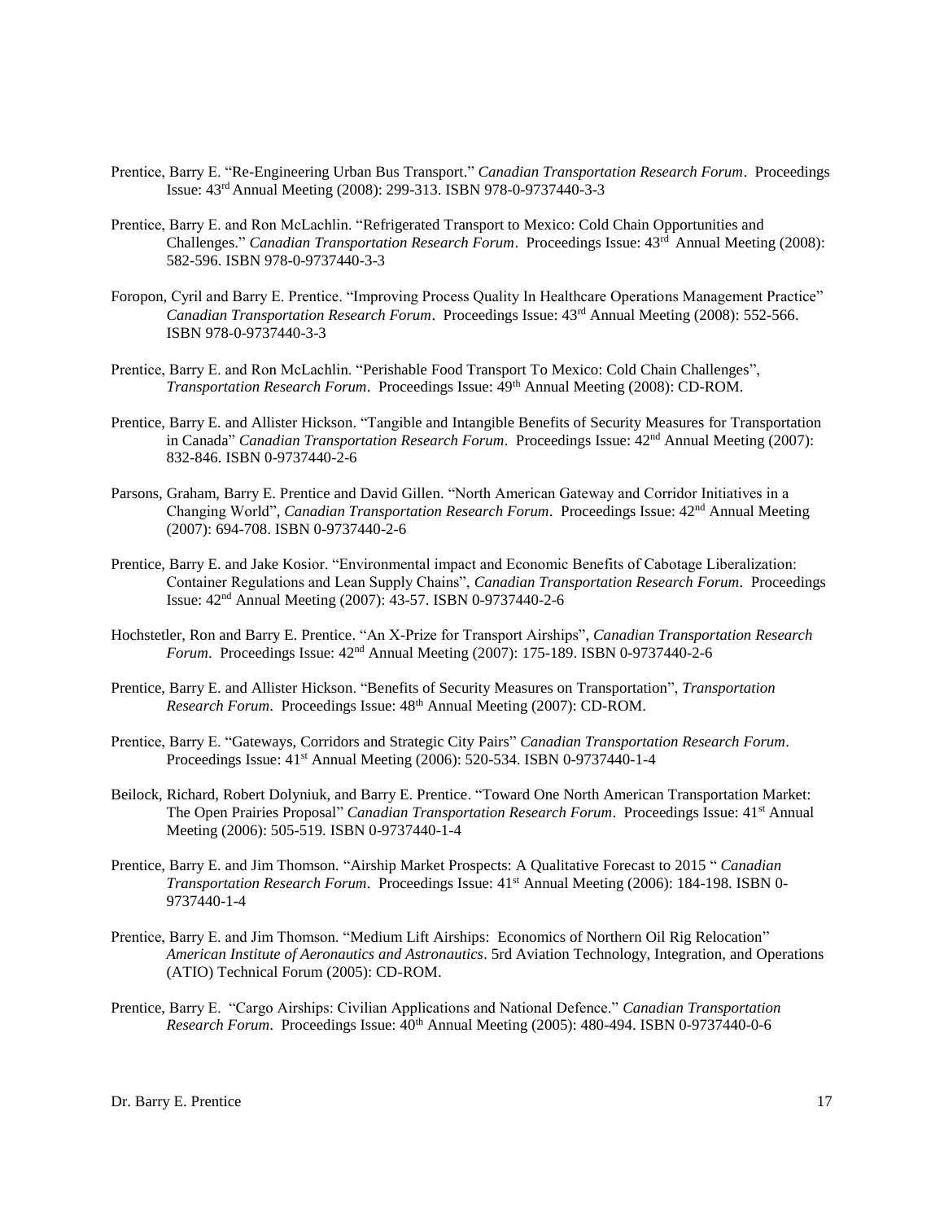Prentice, Barry E. "Re-Engineering Urban Bus Transport." *Canadian Transportation Research Forum*. Proceedings Issue: 43rd Annual Meeting (2008): 299-313. ISBN 978-0-9737440-3-3

Prentice, Barry E. and Ron McLachlin. "Refrigerated Transport to Mexico: Cold Chain Opportunities and Challenges." *Canadian Transportation Research Forum*. Proceedings Issue: 43rd Annual Meeting (2008): 582-596. ISBN 978-0-9737440-3-3

Foropon, Cyril and Barry E. Prentice. "Improving Process Quality In Healthcare Operations Management Practice" *Canadian Transportation Research Forum*. Proceedings Issue: 43rd Annual Meeting (2008): 552-566. ISBN 978-0-9737440-3-3

Prentice, Barry E. and Ron McLachlin. "Perishable Food Transport To Mexico: Cold Chain Challenges", *Transportation Research Forum*. Proceedings Issue: 49th Annual Meeting (2008): CD-ROM.

Prentice, Barry E. and Allister Hickson. "Tangible and Intangible Benefits of Security Measures for Transportation in Canada" *Canadian Transportation Research Forum*. Proceedings Issue: 42nd Annual Meeting (2007): 832-846. ISBN 0-9737440-2-6

Parsons, Graham, Barry E. Prentice and David Gillen. "North American Gateway and Corridor Initiatives in a Changing World", *Canadian Transportation Research Forum*. Proceedings Issue: 42nd Annual Meeting (2007): 694-708. ISBN 0-9737440-2-6

Prentice, Barry E. and Jake Kosior. "Environmental impact and Economic Benefits of Cabotage Liberalization: Container Regulations and Lean Supply Chains", *Canadian Transportation Research Forum*. Proceedings Issue: 42nd Annual Meeting (2007): 43-57. ISBN 0-9737440-2-6

Hochstetler, Ron and Barry E. Prentice. "An X-Prize for Transport Airships", *Canadian Transportation Research Forum*. Proceedings Issue: 42nd Annual Meeting (2007): 175-189. ISBN 0-9737440-2-6

Prentice, Barry E. and Allister Hickson. "Benefits of Security Measures on Transportation", *Transportation Research Forum*. Proceedings Issue: 48th Annual Meeting (2007): CD-ROM.

Prentice, Barry E. "Gateways, Corridors and Strategic City Pairs" *Canadian Transportation Research Forum*. Proceedings Issue: 41st Annual Meeting (2006): 520-534. ISBN 0-9737440-1-4

Beilock, Richard, Robert Dolyniuk, and Barry E. Prentice. "Toward One North American Transportation Market: The Open Prairies Proposal" *Canadian Transportation Research Forum*. Proceedings Issue: 41st Annual Meeting (2006): 505-519. ISBN 0-9737440-1-4

Prentice, Barry E. and Jim Thomson. "Airship Market Prospects: A Qualitative Forecast to 2015 " *Canadian Transportation Research Forum*. Proceedings Issue: 41st Annual Meeting (2006): 184-198. ISBN 0-9737440-1-4

Prentice, Barry E. and Jim Thomson. "Medium Lift Airships: Economics of Northern Oil Rig Relocation" *American Institute of Aeronautics and Astronautics*. 5rd Aviation Technology, Integration, and Operations (ATIO) Technical Forum (2005): CD-ROM.

Prentice, Barry E. "Cargo Airships: Civilian Applications and National Defence." *Canadian Transportation Research Forum*. Proceedings Issue: 40th Annual Meeting (2005): 480-494. ISBN 0-9737440-0-6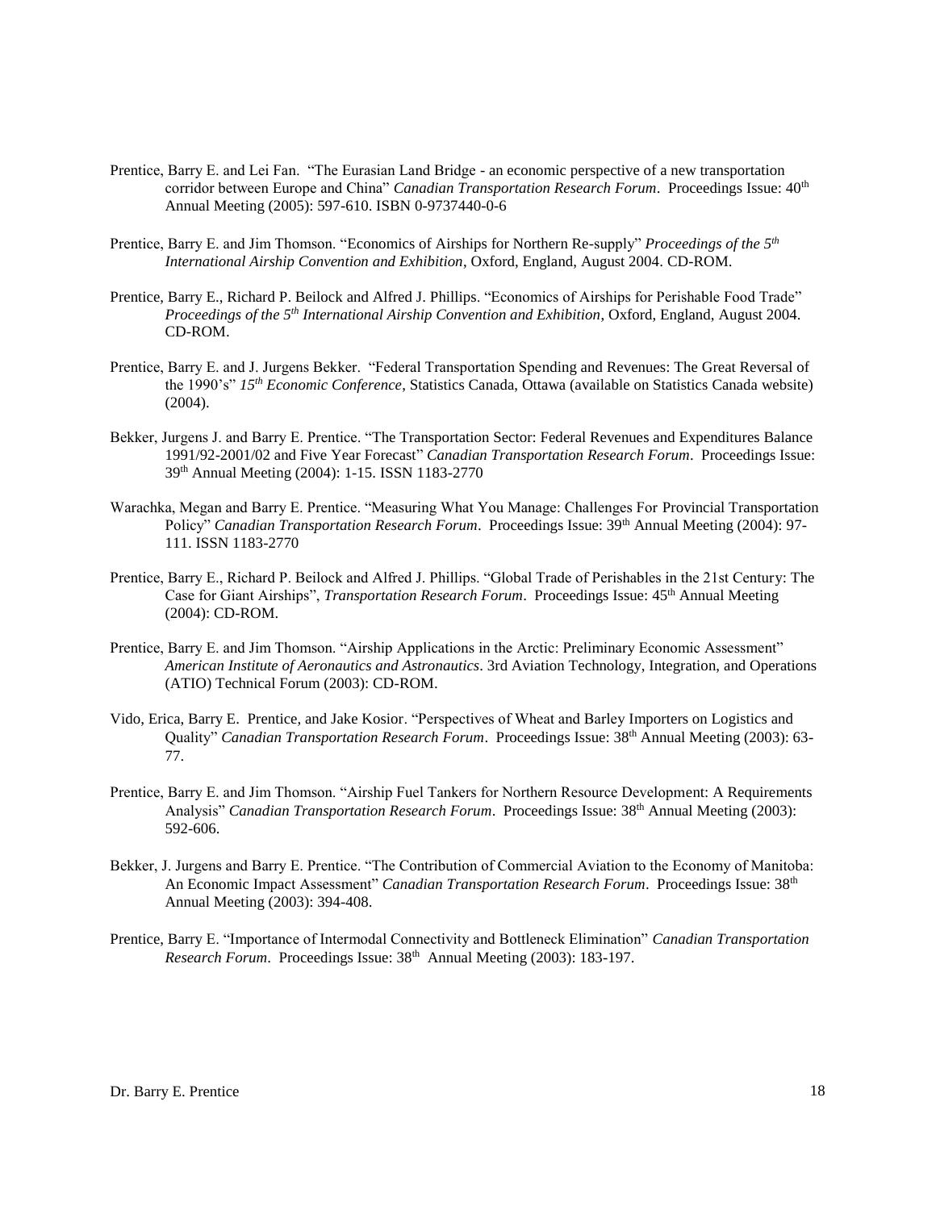Prentice, Barry E. and Lei Fan. "The Eurasian Land Bridge - an economic perspective of a new transportation corridor between Europe and China" *Canadian Transportation Research Forum*. Proceedings Issue: 40th Annual Meeting (2005): 597-610. ISBN 0-9737440-0-6

Prentice, Barry E. and Jim Thomson. "Economics of Airships for Northern Re-supply" *Proceedings of the 5th International Airship Convention and Exhibition*, Oxford, England, August 2004. CD-ROM.

Prentice, Barry E., Richard P. Beilock and Alfred J. Phillips. "Economics of Airships for Perishable Food Trade" *Proceedings of the 5th International Airship Convention and Exhibition*, Oxford, England, August 2004. CD-ROM.

Prentice, Barry E. and J. Jurgens Bekker. "Federal Transportation Spending and Revenues: The Great Reversal of the 1990's" *15th Economic Conference*, Statistics Canada, Ottawa (available on Statistics Canada website) (2004).

Bekker, Jurgens J. and Barry E. Prentice. "The Transportation Sector: Federal Revenues and Expenditures Balance 1991/92-2001/02 and Five Year Forecast" *Canadian Transportation Research Forum*. Proceedings Issue: 39th Annual Meeting (2004): 1-15. ISSN 1183-2770

Warachka, Megan and Barry E. Prentice. "Measuring What You Manage: Challenges For Provincial Transportation Policy" *Canadian Transportation Research Forum*. Proceedings Issue: 39th Annual Meeting (2004): 97-111. ISSN 1183-2770

Prentice, Barry E., Richard P. Beilock and Alfred J. Phillips. "Global Trade of Perishables in the 21st Century: The Case for Giant Airships", *Transportation Research Forum*. Proceedings Issue: 45th Annual Meeting (2004): CD-ROM.

Prentice, Barry E. and Jim Thomson. "Airship Applications in the Arctic: Preliminary Economic Assessment" *American Institute of Aeronautics and Astronautics*. 3rd Aviation Technology, Integration, and Operations (ATIO) Technical Forum (2003): CD-ROM.

Vido, Erica, Barry E. Prentice, and Jake Kosior. "Perspectives of Wheat and Barley Importers on Logistics and Quality" *Canadian Transportation Research Forum*. Proceedings Issue: 38th Annual Meeting (2003): 63-77.

Prentice, Barry E. and Jim Thomson. "Airship Fuel Tankers for Northern Resource Development: A Requirements Analysis" *Canadian Transportation Research Forum*. Proceedings Issue: 38th Annual Meeting (2003): 592-606.

Bekker, J. Jurgens and Barry E. Prentice. "The Contribution of Commercial Aviation to the Economy of Manitoba: An Economic Impact Assessment" *Canadian Transportation Research Forum*. Proceedings Issue: 38th Annual Meeting (2003): 394-408.

Prentice, Barry E. "Importance of Intermodal Connectivity and Bottleneck Elimination" *Canadian Transportation Research Forum*. Proceedings Issue: 38th Annual Meeting (2003): 183-197.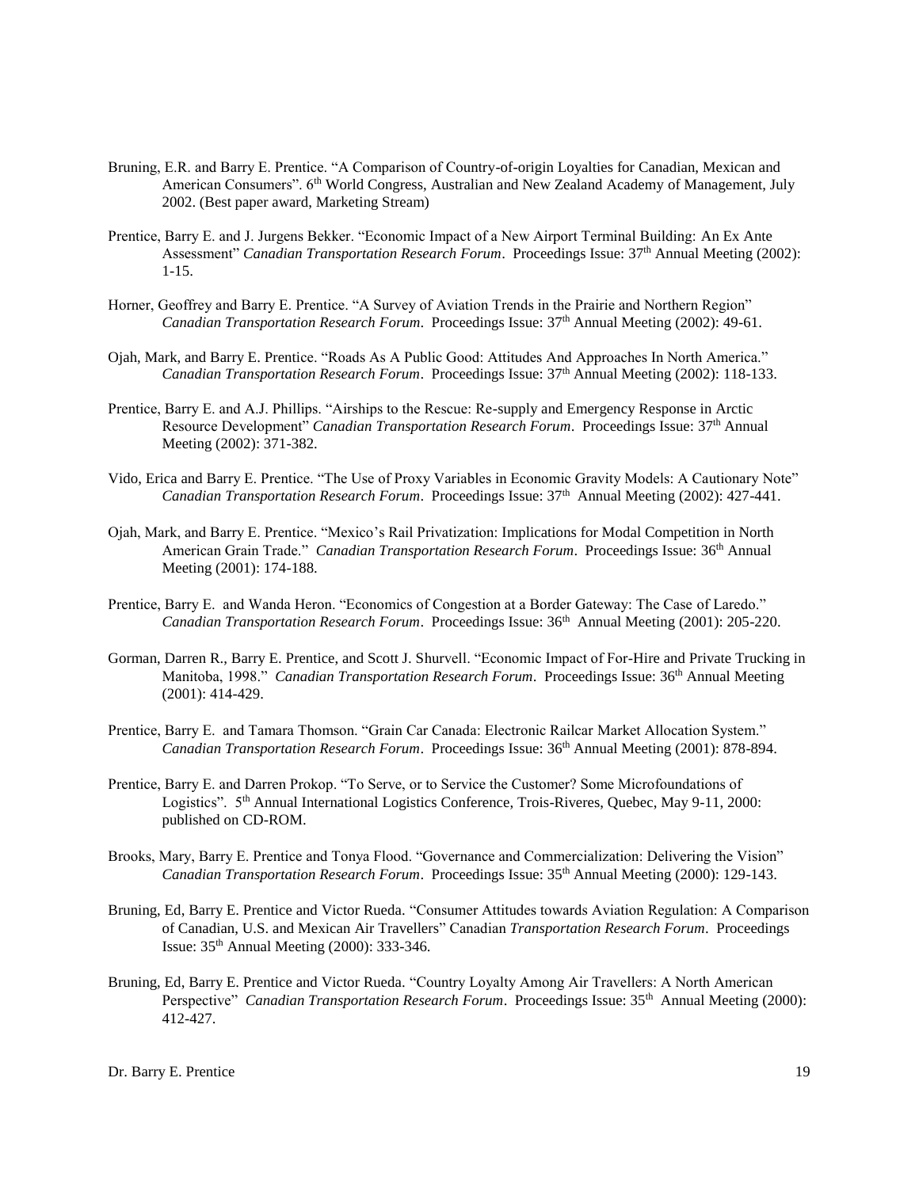Bruning, E.R. and Barry E. Prentice. "A Comparison of Country-of-origin Loyalties for Canadian, Mexican and American Consumers". 6th World Congress, Australian and New Zealand Academy of Management, July 2002. (Best paper award, Marketing Stream)

Prentice, Barry E. and J. Jurgens Bekker. "Economic Impact of a New Airport Terminal Building: An Ex Ante Assessment" *Canadian Transportation Research Forum*. Proceedings Issue: 37th Annual Meeting (2002): 1-15.

Horner, Geoffrey and Barry E. Prentice. "A Survey of Aviation Trends in the Prairie and Northern Region" *Canadian Transportation Research Forum*. Proceedings Issue: 37th Annual Meeting (2002): 49-61.

Ojah, Mark, and Barry E. Prentice. "Roads As A Public Good: Attitudes And Approaches In North America." *Canadian Transportation Research Forum*. Proceedings Issue: 37th Annual Meeting (2002): 118-133.

Prentice, Barry E. and A.J. Phillips. "Airships to the Rescue: Re-supply and Emergency Response in Arctic Resource Development" *Canadian Transportation Research Forum*. Proceedings Issue: 37th Annual Meeting (2002): 371-382.

Vido, Erica and Barry E. Prentice. "The Use of Proxy Variables in Economic Gravity Models: A Cautionary Note" *Canadian Transportation Research Forum*. Proceedings Issue: 37th Annual Meeting (2002): 427-441.

Ojah, Mark, and Barry E. Prentice. "Mexico's Rail Privatization: Implications for Modal Competition in North American Grain Trade." *Canadian Transportation Research Forum*. Proceedings Issue: 36th Annual Meeting (2001): 174-188.

Prentice, Barry E. and Wanda Heron. "Economics of Congestion at a Border Gateway: The Case of Laredo." *Canadian Transportation Research Forum*. Proceedings Issue: 36th Annual Meeting (2001): 205-220.

Gorman, Darren R., Barry E. Prentice, and Scott J. Shurvell. "Economic Impact of For-Hire and Private Trucking in Manitoba, 1998." *Canadian Transportation Research Forum*. Proceedings Issue: 36th Annual Meeting (2001): 414-429.

Prentice, Barry E. and Tamara Thomson. "Grain Car Canada: Electronic Railcar Market Allocation System." *Canadian Transportation Research Forum*. Proceedings Issue: 36th Annual Meeting (2001): 878-894.

Prentice, Barry E. and Darren Prokop. "To Serve, or to Service the Customer? Some Microfoundations of Logistics". 5th Annual International Logistics Conference, Trois-Rivieres, Quebec, May 9-11, 2000: published on CD-ROM.

Brooks, Mary, Barry E. Prentice and Tonya Flood. "Governance and Commercialization: Delivering the Vision" *Canadian Transportation Research Forum*. Proceedings Issue: 35th Annual Meeting (2000): 129-143.

Bruning, Ed, Barry E. Prentice and Victor Rueda. "Consumer Attitudes towards Aviation Regulation: A Comparison of Canadian, U.S. and Mexican Air Travellers" Canadian *Transportation Research Forum*. Proceedings Issue: 35th Annual Meeting (2000): 333-346.

Bruning, Ed, Barry E. Prentice and Victor Rueda. "Country Loyalty Among Air Travellers: A North American Perspective" *Canadian Transportation Research Forum*. Proceedings Issue: 35th Annual Meeting (2000): 412-427.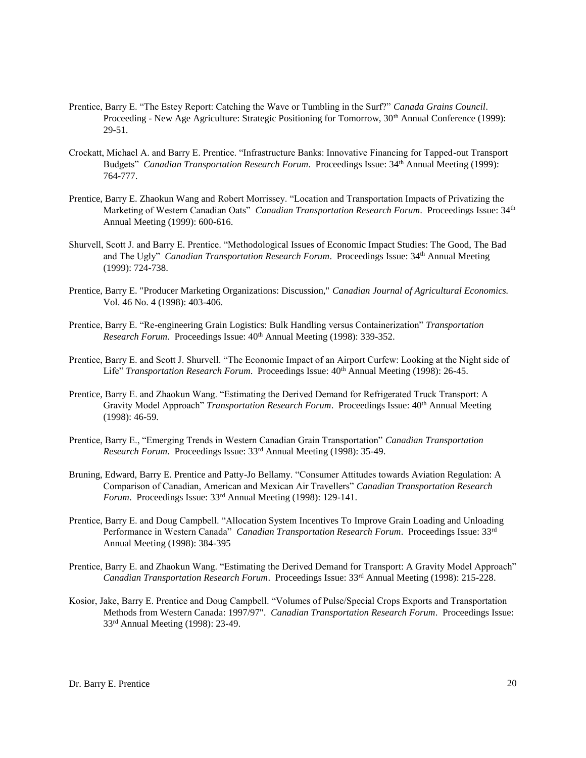Prentice, Barry E. “The Estey Report: Catching the Wave or Tumbling in the Surf?” *Canada Grains Council*. Proceeding - New Age Agriculture: Strategic Positioning for Tomorrow, 30th Annual Conference (1999): 29-51.

Crockatt, Michael A. and Barry E. Prentice. “Infrastructure Banks: Innovative Financing for Tapped-out Transport Budgets” *Canadian Transportation Research Forum*. Proceedings Issue: 34th Annual Meeting (1999): 764-777.

Prentice, Barry E. Zhaokun Wang and Robert Morrissey. “Location and Transportation Impacts of Privatizing the Marketing of Western Canadian Oats” *Canadian Transportation Research Forum*. Proceedings Issue: 34th Annual Meeting (1999): 600-616.

Shurvell, Scott J. and Barry E. Prentice. “Methodological Issues of Economic Impact Studies: The Good, The Bad and The Ugly” *Canadian Transportation Research Forum*. Proceedings Issue: 34th Annual Meeting (1999): 724-738.

Prentice, Barry E. "Producer Marketing Organizations: Discussion," *Canadian Journal of Agricultural Economics.* Vol. 46 No. 4 (1998): 403-406.

Prentice, Barry E. “Re-engineering Grain Logistics: Bulk Handling versus Containerization” *Transportation Research Forum*. Proceedings Issue: 40th Annual Meeting (1998): 339-352.

Prentice, Barry E. and Scott J. Shurvell. “The Economic Impact of an Airport Curfew: Looking at the Night side of Life” *Transportation Research Forum*. Proceedings Issue: 40th Annual Meeting (1998): 26-45.

Prentice, Barry E. and Zhaokun Wang. “Estimating the Derived Demand for Refrigerated Truck Transport: A Gravity Model Approach” *Transportation Research Forum*. Proceedings Issue: 40th Annual Meeting (1998): 46-59.

Prentice, Barry E., “Emerging Trends in Western Canadian Grain Transportation” *Canadian Transportation Research Forum*. Proceedings Issue: 33rd Annual Meeting (1998): 35-49.

Bruning, Edward, Barry E. Prentice and Patty-Jo Bellamy. “Consumer Attitudes towards Aviation Regulation: A Comparison of Canadian, American and Mexican Air Travellers” *Canadian Transportation Research Forum*. Proceedings Issue: 33rd Annual Meeting (1998): 129-141.

Prentice, Barry E. and Doug Campbell. “Allocation System Incentives To Improve Grain Loading and Unloading Performance in Western Canada” *Canadian Transportation Research Forum*. Proceedings Issue: 33rd Annual Meeting (1998): 384-395

Prentice, Barry E. and Zhaokun Wang. “Estimating the Derived Demand for Transport: A Gravity Model Approach” *Canadian Transportation Research Forum*. Proceedings Issue: 33rd Annual Meeting (1998): 215-228.

Kosior, Jake, Barry E. Prentice and Doug Campbell. “Volumes of Pulse/Special Crops Exports and Transportation Methods from Western Canada: 1997/97". *Canadian Transportation Research Forum*. Proceedings Issue: 33rd Annual Meeting (1998): 23-49.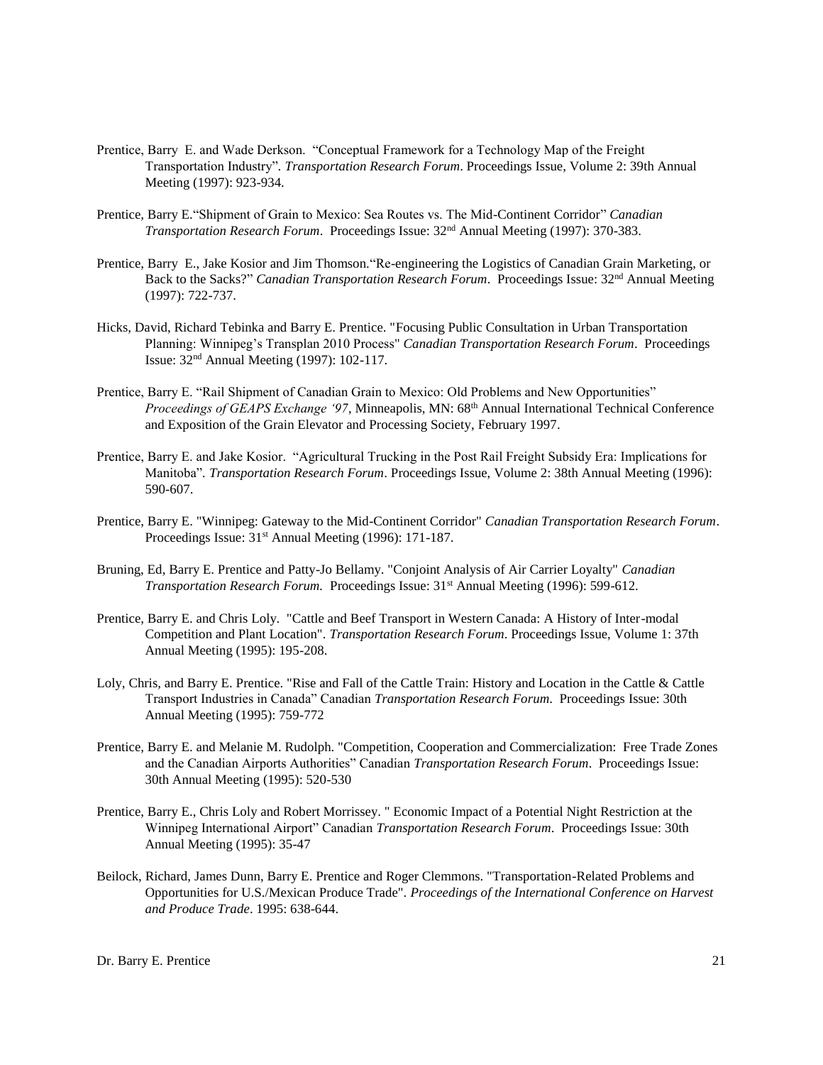Prentice, Barry E. and Wade Derkson. "Conceptual Framework for a Technology Map of the Freight Transportation Industry". *Transportation Research Forum*. Proceedings Issue, Volume 2: 39th Annual Meeting (1997): 923-934.

Prentice, Barry E."Shipment of Grain to Mexico: Sea Routes vs. The Mid-Continent Corridor" *Canadian Transportation Research Forum*. Proceedings Issue: 32nd Annual Meeting (1997): 370-383.

Prentice, Barry E., Jake Kosior and Jim Thomson."Re-engineering the Logistics of Canadian Grain Marketing, or Back to the Sacks?" *Canadian Transportation Research Forum*. Proceedings Issue: 32nd Annual Meeting (1997): 722-737.

Hicks, David, Richard Tebinka and Barry E. Prentice. "Focusing Public Consultation in Urban Transportation Planning: Winnipeg's Transplan 2010 Process" *Canadian Transportation Research Forum*. Proceedings Issue: 32nd Annual Meeting (1997): 102-117.

Prentice, Barry E. "Rail Shipment of Canadian Grain to Mexico: Old Problems and New Opportunities" *Proceedings of GEAPS Exchange '97*, Minneapolis, MN: 68th Annual International Technical Conference and Exposition of the Grain Elevator and Processing Society, February 1997.

Prentice, Barry E. and Jake Kosior. "Agricultural Trucking in the Post Rail Freight Subsidy Era: Implications for Manitoba". *Transportation Research Forum*. Proceedings Issue, Volume 2: 38th Annual Meeting (1996): 590-607.

Prentice, Barry E. "Winnipeg: Gateway to the Mid-Continent Corridor" *Canadian Transportation Research Forum*. Proceedings Issue: 31st Annual Meeting (1996): 171-187.

Bruning, Ed, Barry E. Prentice and Patty-Jo Bellamy. "Conjoint Analysis of Air Carrier Loyalty" *Canadian Transportation Research Forum.* Proceedings Issue: 31st Annual Meeting (1996): 599-612.

Prentice, Barry E. and Chris Loly. "Cattle and Beef Transport in Western Canada: A History of Inter-modal Competition and Plant Location". *Transportation Research Forum*. Proceedings Issue, Volume 1: 37th Annual Meeting (1995): 195-208.

Loly, Chris, and Barry E. Prentice. "Rise and Fall of the Cattle Train: History and Location in the Cattle & Cattle Transport Industries in Canada" Canadian *Transportation Research Forum.* Proceedings Issue: 30th Annual Meeting (1995): 759-772

Prentice, Barry E. and Melanie M. Rudolph. "Competition, Cooperation and Commercialization: Free Trade Zones and the Canadian Airports Authorities" Canadian *Transportation Research Forum*. Proceedings Issue: 30th Annual Meeting (1995): 520-530

Prentice, Barry E., Chris Loly and Robert Morrissey. " Economic Impact of a Potential Night Restriction at the Winnipeg International Airport" Canadian *Transportation Research Forum*. Proceedings Issue: 30th Annual Meeting (1995): 35-47

Beilock, Richard, James Dunn, Barry E. Prentice and Roger Clemmons. "Transportation-Related Problems and Opportunities for U.S./Mexican Produce Trade". *Proceedings of the International Conference on Harvest and Produce Trade*. 1995: 638-644.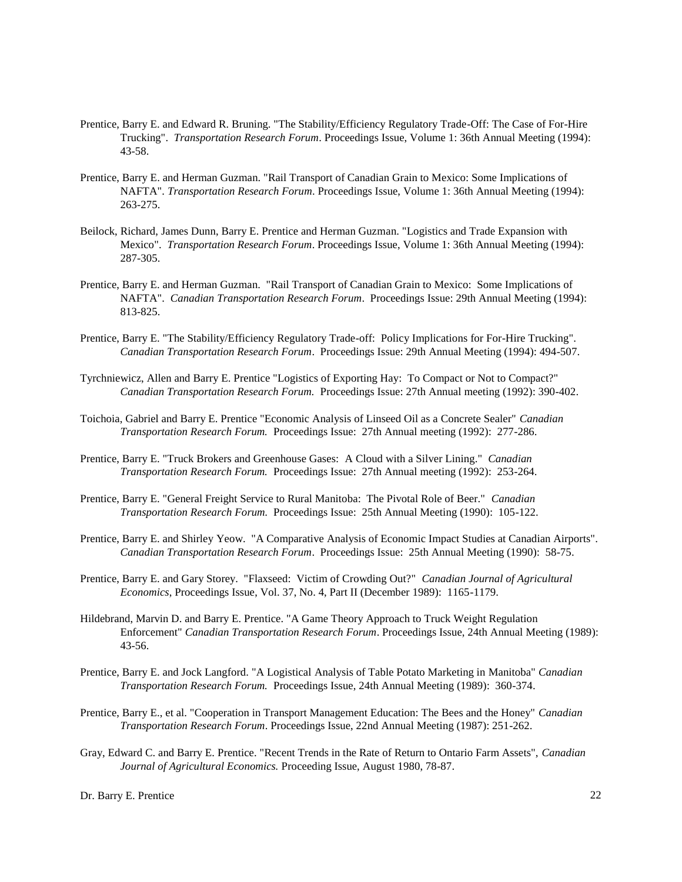Prentice, Barry E. and Edward R. Bruning. "The Stability/Efficiency Regulatory Trade-Off: The Case of For-Hire Trucking". *Transportation Research Forum*. Proceedings Issue, Volume 1: 36th Annual Meeting (1994): 43-58.

Prentice, Barry E. and Herman Guzman. "Rail Transport of Canadian Grain to Mexico: Some Implications of NAFTA". *Transportation Research Forum*. Proceedings Issue, Volume 1: 36th Annual Meeting (1994): 263-275.

Beilock, Richard, James Dunn, Barry E. Prentice and Herman Guzman. "Logistics and Trade Expansion with Mexico". *Transportation Research Forum*. Proceedings Issue, Volume 1: 36th Annual Meeting (1994): 287-305.

Prentice, Barry E. and Herman Guzman. "Rail Transport of Canadian Grain to Mexico: Some Implications of NAFTA". *Canadian Transportation Research Forum*. Proceedings Issue: 29th Annual Meeting (1994): 813-825.

Prentice, Barry E. "The Stability/Efficiency Regulatory Trade-off: Policy Implications for For-Hire Trucking". *Canadian Transportation Research Forum*. Proceedings Issue: 29th Annual Meeting (1994): 494-507.

Tyrchniewicz, Allen and Barry E. Prentice "Logistics of Exporting Hay: To Compact or Not to Compact?" *Canadian Transportation Research Forum.* Proceedings Issue: 27th Annual meeting (1992): 390-402.

Toichoia, Gabriel and Barry E. Prentice "Economic Analysis of Linseed Oil as a Concrete Sealer" *Canadian Transportation Research Forum.* Proceedings Issue: 27th Annual meeting (1992): 277-286.

Prentice, Barry E. "Truck Brokers and Greenhouse Gases: A Cloud with a Silver Lining." *Canadian Transportation Research Forum.* Proceedings Issue: 27th Annual meeting (1992): 253-264.

Prentice, Barry E. "General Freight Service to Rural Manitoba: The Pivotal Role of Beer." *Canadian Transportation Research Forum.* Proceedings Issue: 25th Annual Meeting (1990): 105-122.

Prentice, Barry E. and Shirley Yeow. "A Comparative Analysis of Economic Impact Studies at Canadian Airports". *Canadian Transportation Research Forum*. Proceedings Issue: 25th Annual Meeting (1990): 58-75.

Prentice, Barry E. and Gary Storey. "Flaxseed: Victim of Crowding Out?" *Canadian Journal of Agricultural Economics*, Proceedings Issue, Vol. 37, No. 4, Part II (December 1989): 1165-1179.

Hildebrand, Marvin D. and Barry E. Prentice. "A Game Theory Approach to Truck Weight Regulation Enforcement" *Canadian Transportation Research Forum*. Proceedings Issue, 24th Annual Meeting (1989): 43-56.

Prentice, Barry E. and Jock Langford. "A Logistical Analysis of Table Potato Marketing in Manitoba" *Canadian Transportation Research Forum.* Proceedings Issue, 24th Annual Meeting (1989): 360-374.

Prentice, Barry E., et al. "Cooperation in Transport Management Education: The Bees and the Honey" *Canadian Transportation Research Forum*. Proceedings Issue, 22nd Annual Meeting (1987): 251-262.

Gray, Edward C. and Barry E. Prentice. "Recent Trends in the Rate of Return to Ontario Farm Assets", *Canadian Journal of Agricultural Economics.* Proceeding Issue, August 1980, 78-87.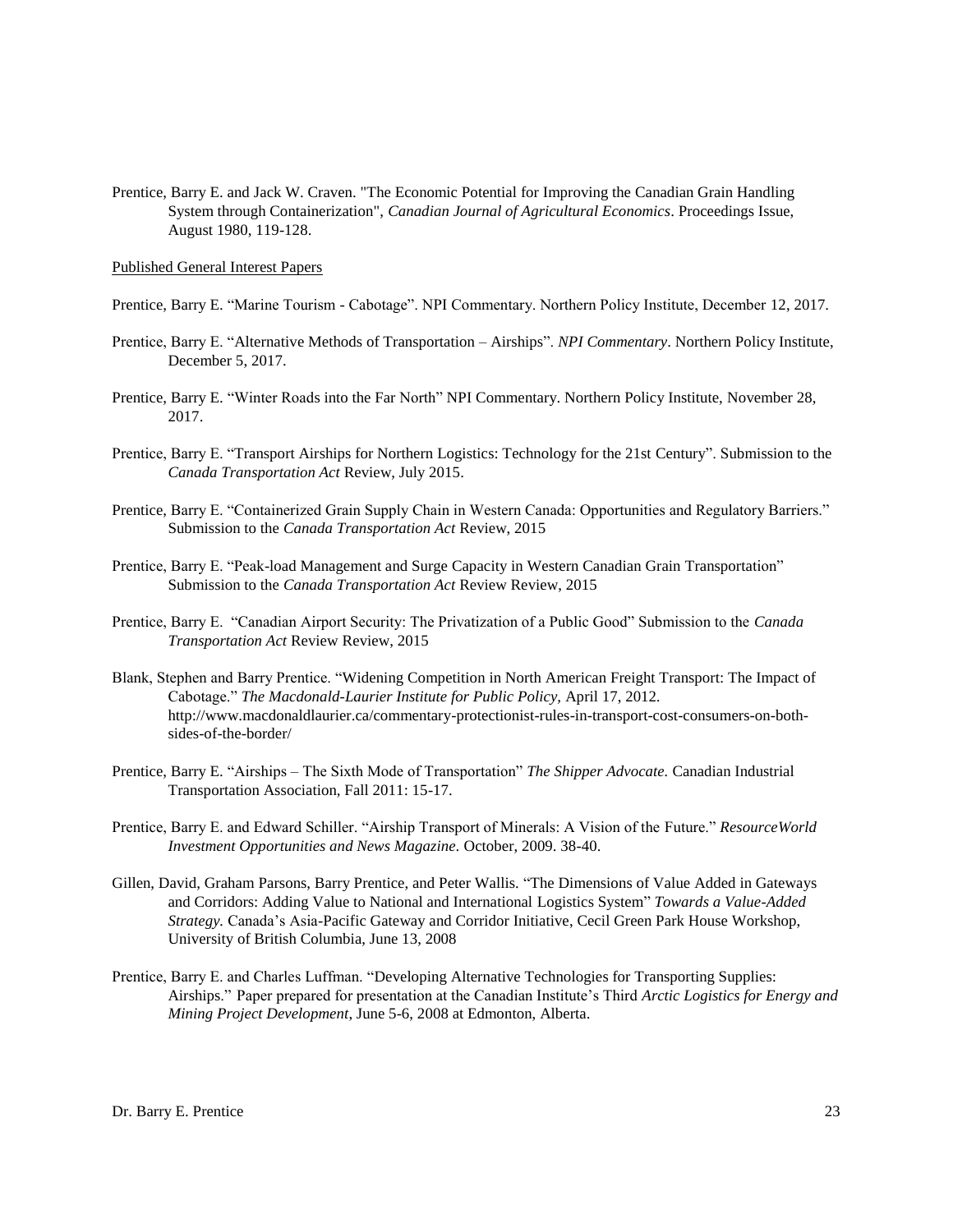Prentice, Barry E. and Jack W. Craven. "The Economic Potential for Improving the Canadian Grain Handling System through Containerization", *Canadian Journal of Agricultural Economics*. Proceedings Issue, August 1980, 119-128.

<u>Published General Interest Papers</u>

Prentice, Barry E. "Marine Tourism - Cabotage". NPI Commentary. Northern Policy Institute, December 12, 2017.

Prentice, Barry E. "Alternative Methods of Transportation – Airships". *NPI Commentary*. Northern Policy Institute, December 5, 2017.

Prentice, Barry E. "Winter Roads into the Far North" NPI Commentary. Northern Policy Institute, November 28, 2017.

Prentice, Barry E. "Transport Airships for Northern Logistics: Technology for the 21st Century". Submission to the *Canada Transportation Act* Review, July 2015.

Prentice, Barry E. "Containerized Grain Supply Chain in Western Canada: Opportunities and Regulatory Barriers." Submission to the *Canada Transportation Act* Review, 2015

Prentice, Barry E. "Peak-load Management and Surge Capacity in Western Canadian Grain Transportation" Submission to the *Canada Transportation Act* Review Review, 2015

Prentice, Barry E. "Canadian Airport Security: The Privatization of a Public Good" Submission to the *Canada Transportation Act* Review Review, 2015

Blank, Stephen and Barry Prentice. "Widening Competition in North American Freight Transport: The Impact of Cabotage." *The Macdonald-Laurier Institute for Public Policy,* April 17, 2012. http://www.macdonaldlaurier.ca/commentary-protectionist-rules-in-transport-cost-consumers-on-both-sides-of-the-border/

Prentice, Barry E. "Airships – The Sixth Mode of Transportation" *The Shipper Advocate.* Canadian Industrial Transportation Association, Fall 2011: 15-17.

Prentice, Barry E. and Edward Schiller. "Airship Transport of Minerals: A Vision of the Future." *ResourceWorld Investment Opportunities and News Magazine*. October, 2009. 38-40.

Gillen, David, Graham Parsons, Barry Prentice, and Peter Wallis. "The Dimensions of Value Added in Gateways and Corridors: Adding Value to National and International Logistics System" *Towards a Value-Added Strategy.* Canada's Asia-Pacific Gateway and Corridor Initiative, Cecil Green Park House Workshop, University of British Columbia, June 13, 2008

Prentice, Barry E. and Charles Luffman. "Developing Alternative Technologies for Transporting Supplies: Airships." Paper prepared for presentation at the Canadian Institute's Third *Arctic Logistics for Energy and Mining Project Development*, June 5-6, 2008 at Edmonton, Alberta.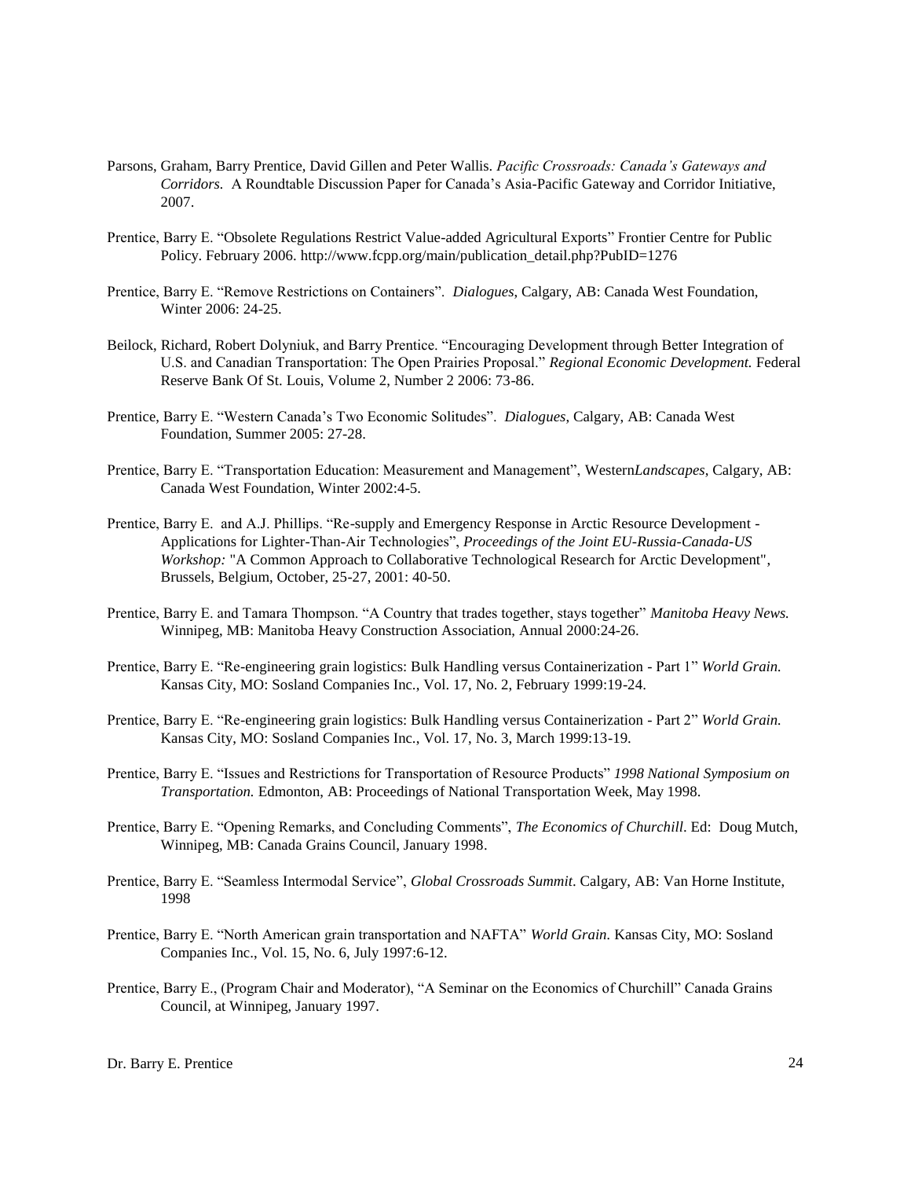Parsons, Graham, Barry Prentice, David Gillen and Peter Wallis. *Pacific Crossroads: Canada's Gateways and Corridors.* A Roundtable Discussion Paper for Canada's Asia-Pacific Gateway and Corridor Initiative, 2007.

Prentice, Barry E. "Obsolete Regulations Restrict Value-added Agricultural Exports" Frontier Centre for Public Policy. February 2006. http://www.fcpp.org/main/publication_detail.php?PubID=1276

Prentice, Barry E. "Remove Restrictions on Containers". *Dialogues*, Calgary, AB: Canada West Foundation, Winter 2006: 24-25.

Beilock, Richard, Robert Dolyniuk, and Barry Prentice. "Encouraging Development through Better Integration of U.S. and Canadian Transportation: The Open Prairies Proposal." *Regional Economic Development.* Federal Reserve Bank Of St. Louis, Volume 2, Number 2 2006: 73-86.

Prentice, Barry E. "Western Canada's Two Economic Solitudes". *Dialogues*, Calgary, AB: Canada West Foundation, Summer 2005: 27-28.

Prentice, Barry E. "Transportation Education: Measurement and Management", Western*Landscapes*, Calgary, AB: Canada West Foundation, Winter 2002:4-5.

Prentice, Barry E. and A.J. Phillips. "Re-supply and Emergency Response in Arctic Resource Development - Applications for Lighter-Than-Air Technologies", *Proceedings of the Joint EU-Russia-Canada-US Workshop:* "A Common Approach to Collaborative Technological Research for Arctic Development", Brussels, Belgium, October, 25-27, 2001: 40-50.

Prentice, Barry E. and Tamara Thompson. "A Country that trades together, stays together" *Manitoba Heavy News.* Winnipeg, MB: Manitoba Heavy Construction Association, Annual 2000:24-26.

Prentice, Barry E. "Re-engineering grain logistics: Bulk Handling versus Containerization - Part 1" *World Grain.* Kansas City, MO: Sosland Companies Inc., Vol. 17, No. 2, February 1999:19-24.

Prentice, Barry E. "Re-engineering grain logistics: Bulk Handling versus Containerization - Part 2" *World Grain.* Kansas City, MO: Sosland Companies Inc., Vol. 17, No. 3, March 1999:13-19.

Prentice, Barry E. "Issues and Restrictions for Transportation of Resource Products" *1998 National Symposium on Transportation.* Edmonton, AB: Proceedings of National Transportation Week, May 1998.

Prentice, Barry E. "Opening Remarks, and Concluding Comments", *The Economics of Churchill*. Ed: Doug Mutch, Winnipeg, MB: Canada Grains Council, January 1998.

Prentice, Barry E. "Seamless Intermodal Service", *Global Crossroads Summit*. Calgary, AB: Van Horne Institute, 1998

Prentice, Barry E. "North American grain transportation and NAFTA" *World Grain.* Kansas City, MO: Sosland Companies Inc., Vol. 15, No. 6, July 1997:6-12.

Prentice, Barry E., (Program Chair and Moderator), "A Seminar on the Economics of Churchill" Canada Grains Council, at Winnipeg, January 1997.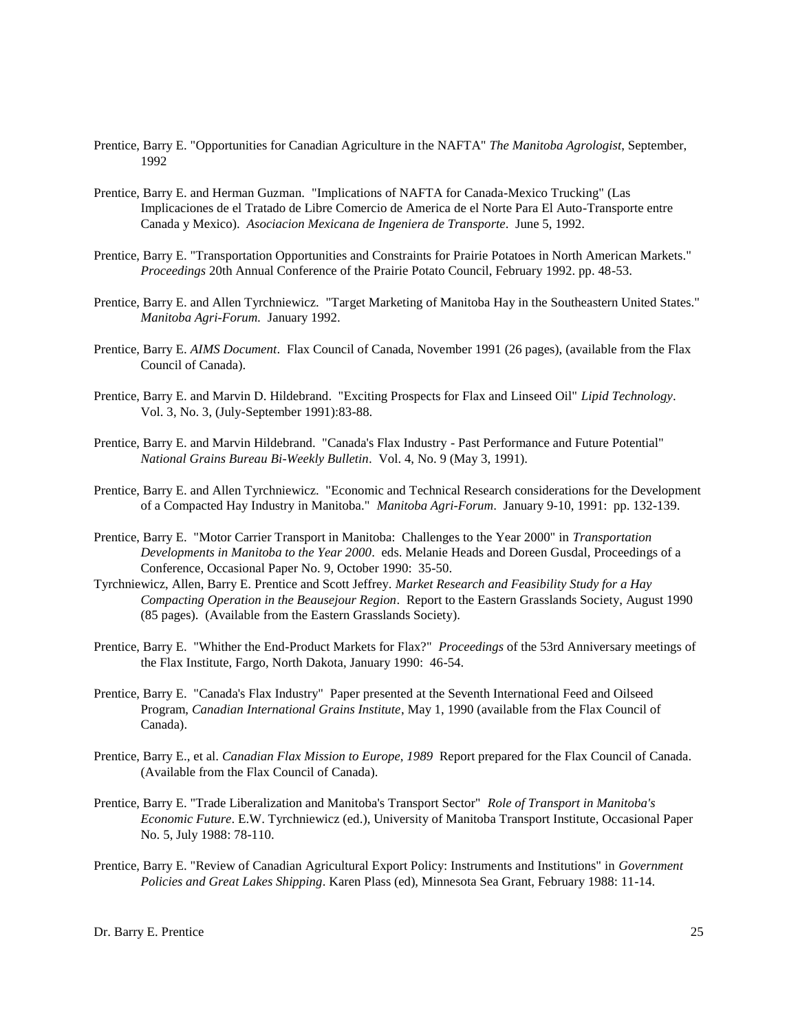Prentice, Barry E. "Opportunities for Canadian Agriculture in the NAFTA" *The Manitoba Agrologist*, September, 1992

Prentice, Barry E. and Herman Guzman. "Implications of NAFTA for Canada-Mexico Trucking" (Las Implicaciones de el Tratado de Libre Comercio de America de el Norte Para El Auto-Transporte entre Canada y Mexico). *Asociacion Mexicana de Ingeniera de Transporte*. June 5, 1992.

Prentice, Barry E. "Transportation Opportunities and Constraints for Prairie Potatoes in North American Markets." *Proceedings* 20th Annual Conference of the Prairie Potato Council, February 1992. pp. 48-53.

Prentice, Barry E. and Allen Tyrchniewicz. "Target Marketing of Manitoba Hay in the Southeastern United States." *Manitoba Agri-Forum.* January 1992.

Prentice, Barry E. *AIMS Document*. Flax Council of Canada, November 1991 (26 pages), (available from the Flax Council of Canada).

Prentice, Barry E. and Marvin D. Hildebrand. "Exciting Prospects for Flax and Linseed Oil" *Lipid Technology*. Vol. 3, No. 3, (July-September 1991):83-88.

Prentice, Barry E. and Marvin Hildebrand. "Canada's Flax Industry - Past Performance and Future Potential" *National Grains Bureau Bi-Weekly Bulletin*. Vol. 4, No. 9 (May 3, 1991).

Prentice, Barry E. and Allen Tyrchniewicz. "Economic and Technical Research considerations for the Development of a Compacted Hay Industry in Manitoba." *Manitoba Agri-Forum*. January 9-10, 1991: pp. 132-139.

Prentice, Barry E. "Motor Carrier Transport in Manitoba: Challenges to the Year 2000" in *Transportation Developments in Manitoba to the Year 2000*. eds. Melanie Heads and Doreen Gusdal, Proceedings of a Conference, Occasional Paper No. 9, October 1990: 35-50.

Tyrchniewicz, Allen, Barry E. Prentice and Scott Jeffrey. *Market Research and Feasibility Study for a Hay Compacting Operation in the Beausejour Region*. Report to the Eastern Grasslands Society, August 1990 (85 pages). (Available from the Eastern Grasslands Society).

Prentice, Barry E. "Whither the End-Product Markets for Flax?" *Proceedings* of the 53rd Anniversary meetings of the Flax Institute, Fargo, North Dakota, January 1990: 46-54.

Prentice, Barry E. "Canada's Flax Industry" Paper presented at the Seventh International Feed and Oilseed Program, *Canadian International Grains Institute*, May 1, 1990 (available from the Flax Council of Canada).

Prentice, Barry E., et al. *Canadian Flax Mission to Europe, 1989* Report prepared for the Flax Council of Canada. (Available from the Flax Council of Canada).

Prentice, Barry E. "Trade Liberalization and Manitoba's Transport Sector" *Role of Transport in Manitoba's Economic Future*. E.W. Tyrchniewicz (ed.), University of Manitoba Transport Institute, Occasional Paper No. 5, July 1988: 78-110.

Prentice, Barry E. "Review of Canadian Agricultural Export Policy: Instruments and Institutions" in *Government Policies and Great Lakes Shipping*. Karen Plass (ed), Minnesota Sea Grant, February 1988: 11-14.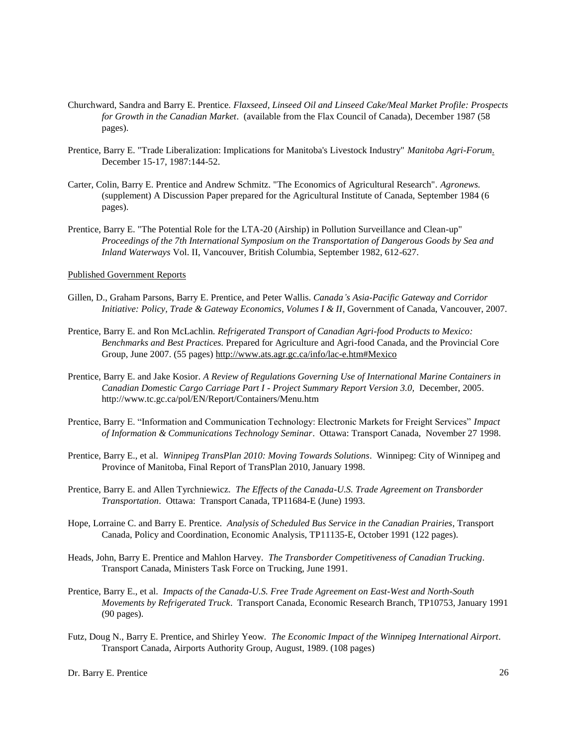Churchward, Sandra and Barry E. Prentice. *Flaxseed, Linseed Oil and Linseed Cake/Meal Market Profile: Prospects for Growth in the Canadian Market*. (available from the Flax Council of Canada), December 1987 (58 pages).

Prentice, Barry E. "Trade Liberalization: Implications for Manitoba's Livestock Industry" *Manitoba Agri-Forum*. December 15-17, 1987:144-52.

Carter, Colin, Barry E. Prentice and Andrew Schmitz. "The Economics of Agricultural Research". *Agronews.* (supplement) A Discussion Paper prepared for the Agricultural Institute of Canada, September 1984 (6 pages).

Prentice, Barry E. "The Potential Role for the LTA-20 (Airship) in Pollution Surveillance and Clean-up" *Proceedings of the 7th International Symposium on the Transportation of Dangerous Goods by Sea and Inland Waterways* Vol. II, Vancouver, British Columbia, September 1982, 612-627.

Published Government Reports

Gillen, D., Graham Parsons, Barry E. Prentice, and Peter Wallis. *Canada's Asia-Pacific Gateway and Corridor Initiative: Policy, Trade & Gateway Economics, Volumes I & II*, Government of Canada, Vancouver, 2007.

Prentice, Barry E. and Ron McLachlin. *Refrigerated Transport of Canadian Agri-food Products to Mexico: Benchmarks and Best Practices.* Prepared for Agriculture and Agri-food Canada, and the Provincial Core Group, June 2007. (55 pages) http://www.ats.agr.gc.ca/info/lac-e.htm#Mexico

Prentice, Barry E. and Jake Kosior. *A Review of Regulations Governing Use of International Marine Containers in Canadian Domestic Cargo Carriage Part I - Project Summary Report Version 3.0,* December, 2005. http://www.tc.gc.ca/pol/EN/Report/Containers/Menu.htm

Prentice, Barry E. "Information and Communication Technology: Electronic Markets for Freight Services" *Impact of Information & Communications Technology Seminar*. Ottawa: Transport Canada, November 27 1998.

Prentice, Barry E., et al. *Winnipeg TransPlan 2010: Moving Towards Solutions*. Winnipeg: City of Winnipeg and Province of Manitoba, Final Report of TransPlan 2010, January 1998.

Prentice, Barry E. and Allen Tyrchniewicz. *The Effects of the Canada-U.S. Trade Agreement on Transborder Transportation*. Ottawa: Transport Canada, TP11684-E (June) 1993.

Hope, Lorraine C. and Barry E. Prentice. *Analysis of Scheduled Bus Service in the Canadian Prairies*, Transport Canada, Policy and Coordination, Economic Analysis, TP11135-E, October 1991 (122 pages).

Heads, John, Barry E. Prentice and Mahlon Harvey. *The Transborder Competitiveness of Canadian Trucking*. Transport Canada, Ministers Task Force on Trucking, June 1991.

Prentice, Barry E., et al. *Impacts of the Canada-U.S. Free Trade Agreement on East-West and North-South Movements by Refrigerated Truck*. Transport Canada, Economic Research Branch, TP10753, January 1991 (90 pages).

Futz, Doug N., Barry E. Prentice, and Shirley Yeow. *The Economic Impact of the Winnipeg International Airport*. Transport Canada, Airports Authority Group, August, 1989. (108 pages)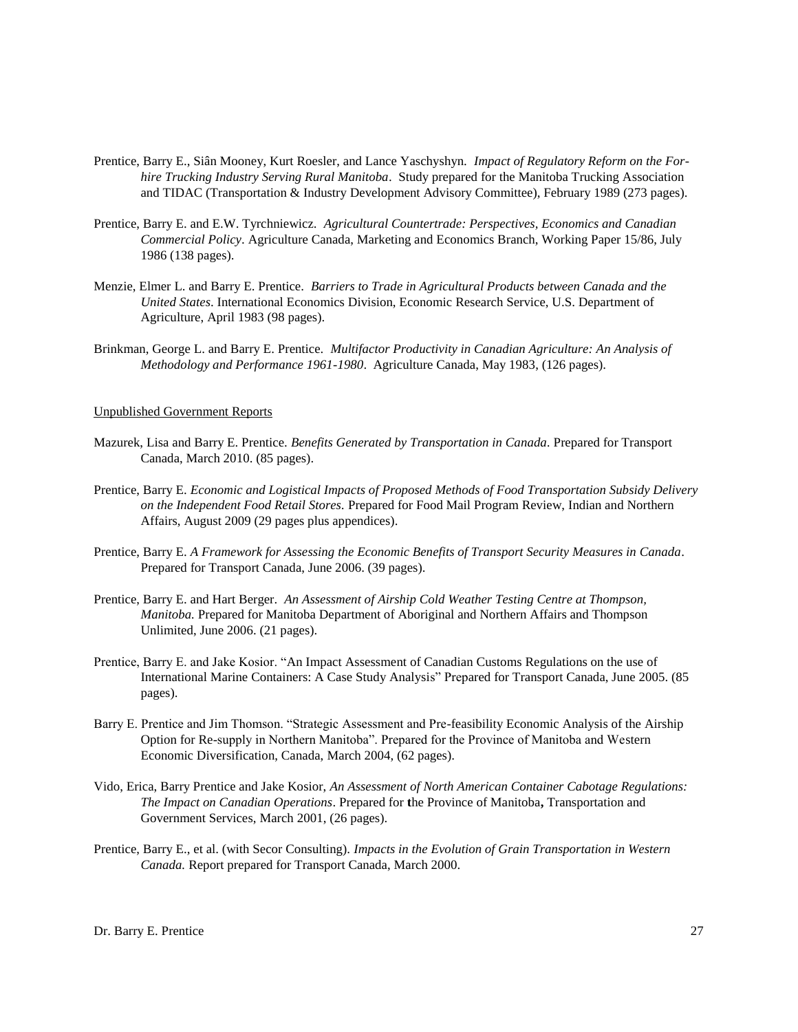Prentice, Barry E., Siân Mooney, Kurt Roesler, and Lance Yaschyshyn. *Impact of Regulatory Reform on the For-hire Trucking Industry Serving Rural Manitoba*. Study prepared for the Manitoba Trucking Association and TIDAC (Transportation & Industry Development Advisory Committee), February 1989 (273 pages).

Prentice, Barry E. and E.W. Tyrchniewicz. *Agricultural Countertrade: Perspectives, Economics and Canadian Commercial Policy*. Agriculture Canada, Marketing and Economics Branch, Working Paper 15/86, July 1986 (138 pages).

Menzie, Elmer L. and Barry E. Prentice. *Barriers to Trade in Agricultural Products between Canada and the United States*. International Economics Division, Economic Research Service, U.S. Department of Agriculture, April 1983 (98 pages).

Brinkman, George L. and Barry E. Prentice. *Multifactor Productivity in Canadian Agriculture: An Analysis of Methodology and Performance 1961-1980*. Agriculture Canada, May 1983, (126 pages).

Unpublished Government Reports

Mazurek, Lisa and Barry E. Prentice. *Benefits Generated by Transportation in Canada*. Prepared for Transport Canada, March 2010. (85 pages).

Prentice, Barry E. *Economic and Logistical Impacts of Proposed Methods of Food Transportation Subsidy Delivery on the Independent Food Retail Stores*. Prepared for Food Mail Program Review, Indian and Northern Affairs, August 2009 (29 pages plus appendices).

Prentice, Barry E. *A Framework for Assessing the Economic Benefits of Transport Security Measures in Canada*. Prepared for Transport Canada, June 2006. (39 pages).

Prentice, Barry E. and Hart Berger. *An Assessment of Airship Cold Weather Testing Centre at Thompson, Manitoba.* Prepared for Manitoba Department of Aboriginal and Northern Affairs and Thompson Unlimited, June 2006. (21 pages).

Prentice, Barry E. and Jake Kosior. "An Impact Assessment of Canadian Customs Regulations on the use of International Marine Containers: A Case Study Analysis" Prepared for Transport Canada, June 2005. (85 pages).

Barry E. Prentice and Jim Thomson. "Strategic Assessment and Pre-feasibility Economic Analysis of the Airship Option for Re-supply in Northern Manitoba". Prepared for the Province of Manitoba and Western Economic Diversification, Canada, March 2004, (62 pages).

Vido, Erica, Barry Prentice and Jake Kosior, *An Assessment of North American Container Cabotage Regulations: The Impact on Canadian Operations*. Prepared for the Province of Manitoba, Transportation and Government Services, March 2001, (26 pages).

Prentice, Barry E., et al. (with Secor Consulting). *Impacts in the Evolution of Grain Transportation in Western Canada.* Report prepared for Transport Canada, March 2000.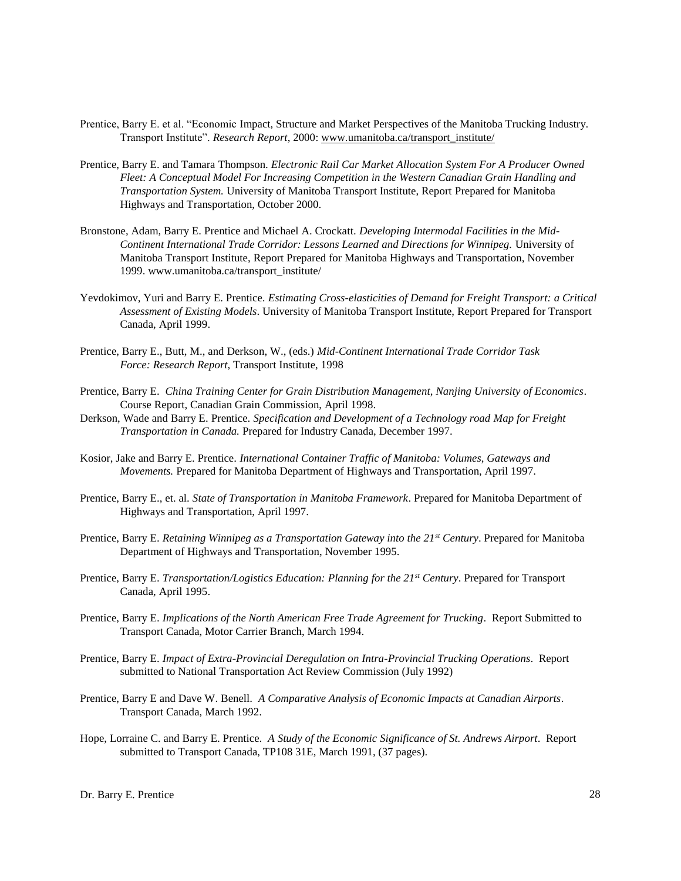Prentice, Barry E. et al. "Economic Impact, Structure and Market Perspectives of the Manitoba Trucking Industry. Transport Institute". *Research Report*, 2000: www.umanitoba.ca/transport_institute/

Prentice, Barry E. and Tamara Thompson. *Electronic Rail Car Market Allocation System For A Producer Owned Fleet: A Conceptual Model For Increasing Competition in the Western Canadian Grain Handling and Transportation System.* University of Manitoba Transport Institute, Report Prepared for Manitoba Highways and Transportation, October 2000.

Bronstone, Adam, Barry E. Prentice and Michael A. Crockatt. *Developing Intermodal Facilities in the Mid-Continent International Trade Corridor: Lessons Learned and Directions for Winnipeg.* University of Manitoba Transport Institute, Report Prepared for Manitoba Highways and Transportation, November 1999. www.umanitoba.ca/transport_institute/

Yevdokimov, Yuri and Barry E. Prentice. *Estimating Cross-elasticities of Demand for Freight Transport: a Critical Assessment of Existing Models*. University of Manitoba Transport Institute, Report Prepared for Transport Canada, April 1999.

Prentice, Barry E., Butt, M., and Derkson, W., (eds.) *Mid-Continent International Trade Corridor Task Force: Research Report*, Transport Institute, 1998

Prentice, Barry E. *China Training Center for Grain Distribution Management, Nanjing University of Economics*. Course Report, Canadian Grain Commission, April 1998.

Derkson, Wade and Barry E. Prentice. *Specification and Development of a Technology road Map for Freight Transportation in Canada.* Prepared for Industry Canada, December 1997.

Kosior, Jake and Barry E. Prentice. *International Container Traffic of Manitoba: Volumes, Gateways and Movements.* Prepared for Manitoba Department of Highways and Transportation, April 1997.

Prentice, Barry E., et. al. *State of Transportation in Manitoba Framework*. Prepared for Manitoba Department of Highways and Transportation, April 1997.

Prentice, Barry E. *Retaining Winnipeg as a Transportation Gateway into the 21st Century*. Prepared for Manitoba Department of Highways and Transportation, November 1995.

Prentice, Barry E. *Transportation/Logistics Education: Planning for the 21st Century*. Prepared for Transport Canada, April 1995.

Prentice, Barry E. *Implications of the North American Free Trade Agreement for Trucking*. Report Submitted to Transport Canada, Motor Carrier Branch, March 1994.

Prentice, Barry E. *Impact of Extra-Provincial Deregulation on Intra-Provincial Trucking Operations*. Report submitted to National Transportation Act Review Commission (July 1992)

Prentice, Barry E and Dave W. Benell. *A Comparative Analysis of Economic Impacts at Canadian Airports*. Transport Canada, March 1992.

Hope, Lorraine C. and Barry E. Prentice. *A Study of the Economic Significance of St. Andrews Airport*. Report submitted to Transport Canada, TP108 31E, March 1991, (37 pages).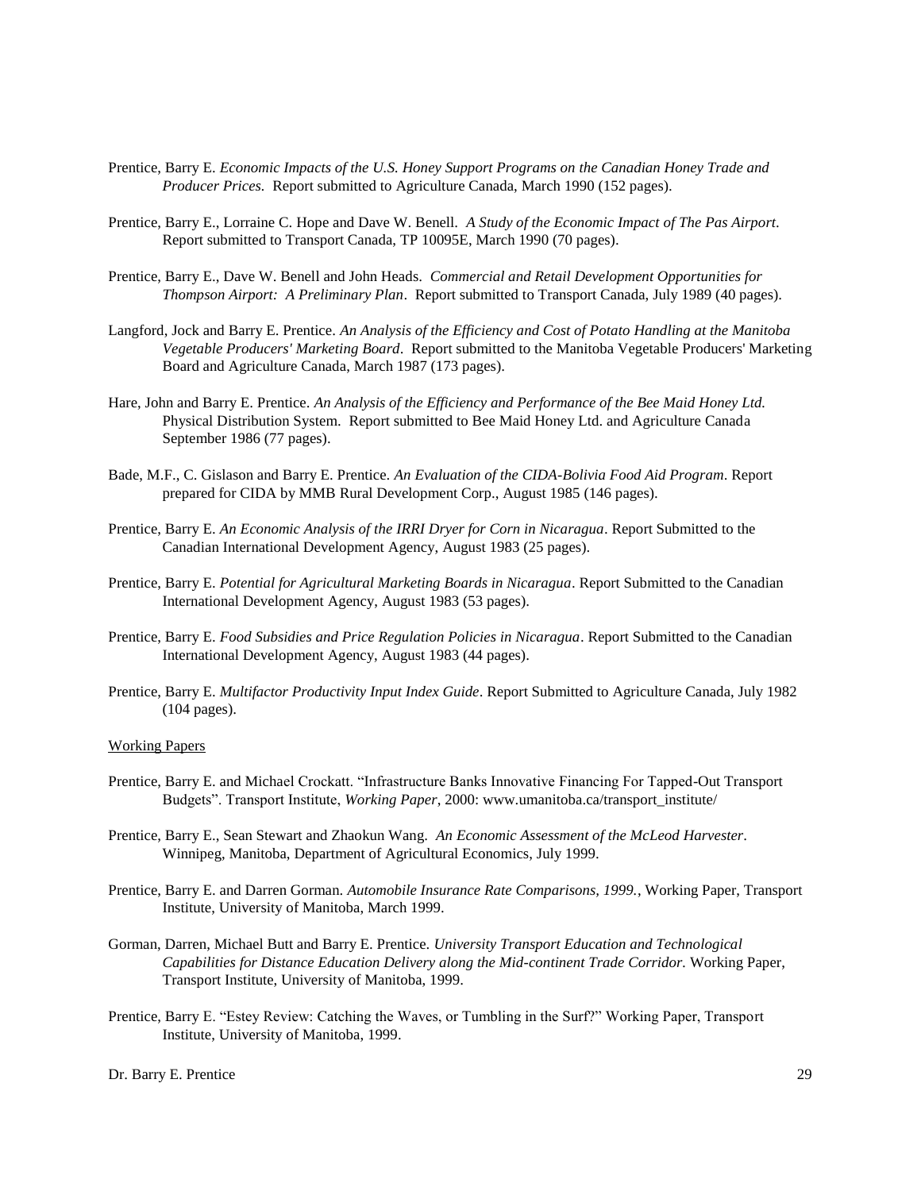Prentice, Barry E. *Economic Impacts of the U.S. Honey Support Programs on the Canadian Honey Trade and Producer Prices.* Report submitted to Agriculture Canada, March 1990 (152 pages).

Prentice, Barry E., Lorraine C. Hope and Dave W. Benell. *A Study of the Economic Impact of The Pas Airport.* Report submitted to Transport Canada, TP 10095E, March 1990 (70 pages).

Prentice, Barry E., Dave W. Benell and John Heads. *Commercial and Retail Development Opportunities for Thompson Airport: A Preliminary Plan*. Report submitted to Transport Canada, July 1989 (40 pages).

Langford, Jock and Barry E. Prentice. *An Analysis of the Efficiency and Cost of Potato Handling at the Manitoba Vegetable Producers' Marketing Board*. Report submitted to the Manitoba Vegetable Producers' Marketing Board and Agriculture Canada, March 1987 (173 pages).

Hare, John and Barry E. Prentice. *An Analysis of the Efficiency and Performance of the Bee Maid Honey Ltd.* Physical Distribution System. Report submitted to Bee Maid Honey Ltd. and Agriculture Canada September 1986 (77 pages).

Bade, M.F., C. Gislason and Barry E. Prentice. *An Evaluation of the CIDA-Bolivia Food Aid Program*. Report prepared for CIDA by MMB Rural Development Corp., August 1985 (146 pages).

Prentice, Barry E. *An Economic Analysis of the IRRI Dryer for Corn in Nicaragua*. Report Submitted to the Canadian International Development Agency, August 1983 (25 pages).

Prentice, Barry E. *Potential for Agricultural Marketing Boards in Nicaragua*. Report Submitted to the Canadian International Development Agency, August 1983 (53 pages).

Prentice, Barry E. *Food Subsidies and Price Regulation Policies in Nicaragua*. Report Submitted to the Canadian International Development Agency, August 1983 (44 pages).

Prentice, Barry E. *Multifactor Productivity Input Index Guide*. Report Submitted to Agriculture Canada, July 1982 (104 pages).

Working Papers

Prentice, Barry E. and Michael Crockatt. "Infrastructure Banks Innovative Financing For Tapped-Out Transport Budgets". Transport Institute, *Working Paper*, 2000: www.umanitoba.ca/transport_institute/

Prentice, Barry E., Sean Stewart and Zhaokun Wang. *An Economic Assessment of the McLeod Harvester*. Winnipeg, Manitoba, Department of Agricultural Economics, July 1999.

Prentice, Barry E. and Darren Gorman. *Automobile Insurance Rate Comparisons, 1999.*, Working Paper, Transport Institute, University of Manitoba, March 1999.

Gorman, Darren, Michael Butt and Barry E. Prentice. *University Transport Education and Technological Capabilities for Distance Education Delivery along the Mid-continent Trade Corridor.* Working Paper, Transport Institute, University of Manitoba, 1999.

Prentice, Barry E. "Estey Review: Catching the Waves, or Tumbling in the Surf?" Working Paper, Transport Institute, University of Manitoba, 1999.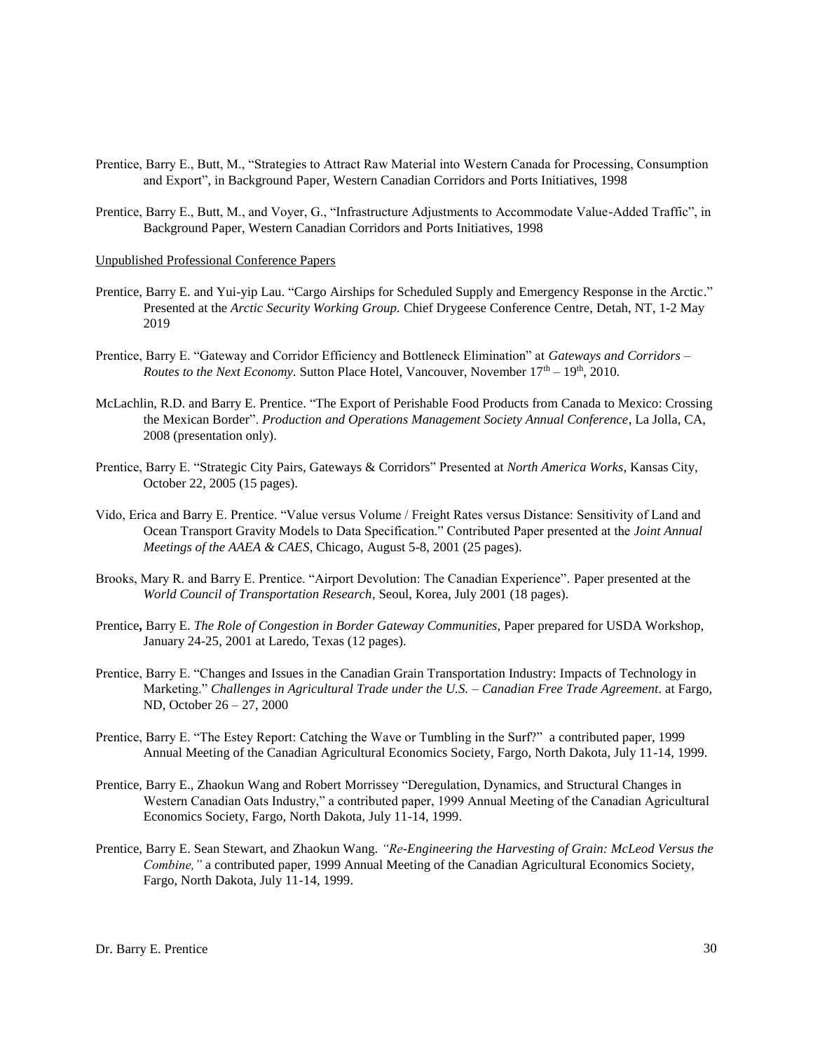Prentice, Barry E., Butt, M., "Strategies to Attract Raw Material into Western Canada for Processing, Consumption and Export", in Background Paper, Western Canadian Corridors and Ports Initiatives, 1998

Prentice, Barry E., Butt, M., and Voyer, G., "Infrastructure Adjustments to Accommodate Value-Added Traffic", in Background Paper, Western Canadian Corridors and Ports Initiatives, 1998

Unpublished Professional Conference Papers

Prentice, Barry E. and Yui-yip Lau. "Cargo Airships for Scheduled Supply and Emergency Response in the Arctic." Presented at the *Arctic Security Working Group*. Chief Drygeese Conference Centre, Detah, NT, 1-2 May 2019

Prentice, Barry E. "Gateway and Corridor Efficiency and Bottleneck Elimination" at *Gateways and Corridors – Routes to the Next Economy*. Sutton Place Hotel, Vancouver, November 17th – 19th, 2010.

McLachlin, R.D. and Barry E. Prentice. "The Export of Perishable Food Products from Canada to Mexico: Crossing the Mexican Border". *Production and Operations Management Society Annual Conference*, La Jolla, CA, 2008 (presentation only).

Prentice, Barry E. "Strategic City Pairs, Gateways & Corridors" Presented at *North America Works*, Kansas City, October 22, 2005 (15 pages).

Vido, Erica and Barry E. Prentice. "Value versus Volume / Freight Rates versus Distance: Sensitivity of Land and Ocean Transport Gravity Models to Data Specification." Contributed Paper presented at the *Joint Annual Meetings of the AAEA & CAES*, Chicago, August 5-8, 2001 (25 pages).

Brooks, Mary R. and Barry E. Prentice. "Airport Devolution: The Canadian Experience". Paper presented at the *World Council of Transportation Research*, Seoul, Korea, July 2001 (18 pages).

Prentice**,** Barry E. *The Role of Congestion in Border Gateway Communities*, Paper prepared for USDA Workshop, January 24-25, 2001 at Laredo, Texas (12 pages).

Prentice, Barry E. "Changes and Issues in the Canadian Grain Transportation Industry: Impacts of Technology in Marketing." *Challenges in Agricultural Trade under the U.S. – Canadian Free Trade Agreement*. at Fargo, ND, October 26 – 27, 2000

Prentice, Barry E. "The Estey Report: Catching the Wave or Tumbling in the Surf?" a contributed paper, 1999 Annual Meeting of the Canadian Agricultural Economics Society, Fargo, North Dakota, July 11-14, 1999.

Prentice, Barry E., Zhaokun Wang and Robert Morrissey "Deregulation, Dynamics, and Structural Changes in Western Canadian Oats Industry," a contributed paper, 1999 Annual Meeting of the Canadian Agricultural Economics Society, Fargo, North Dakota, July 11-14, 1999.

Prentice, Barry E. Sean Stewart, and Zhaokun Wang. *"Re-Engineering the Harvesting of Grain: McLeod Versus the Combine,"* a contributed paper, 1999 Annual Meeting of the Canadian Agricultural Economics Society, Fargo, North Dakota, July 11-14, 1999.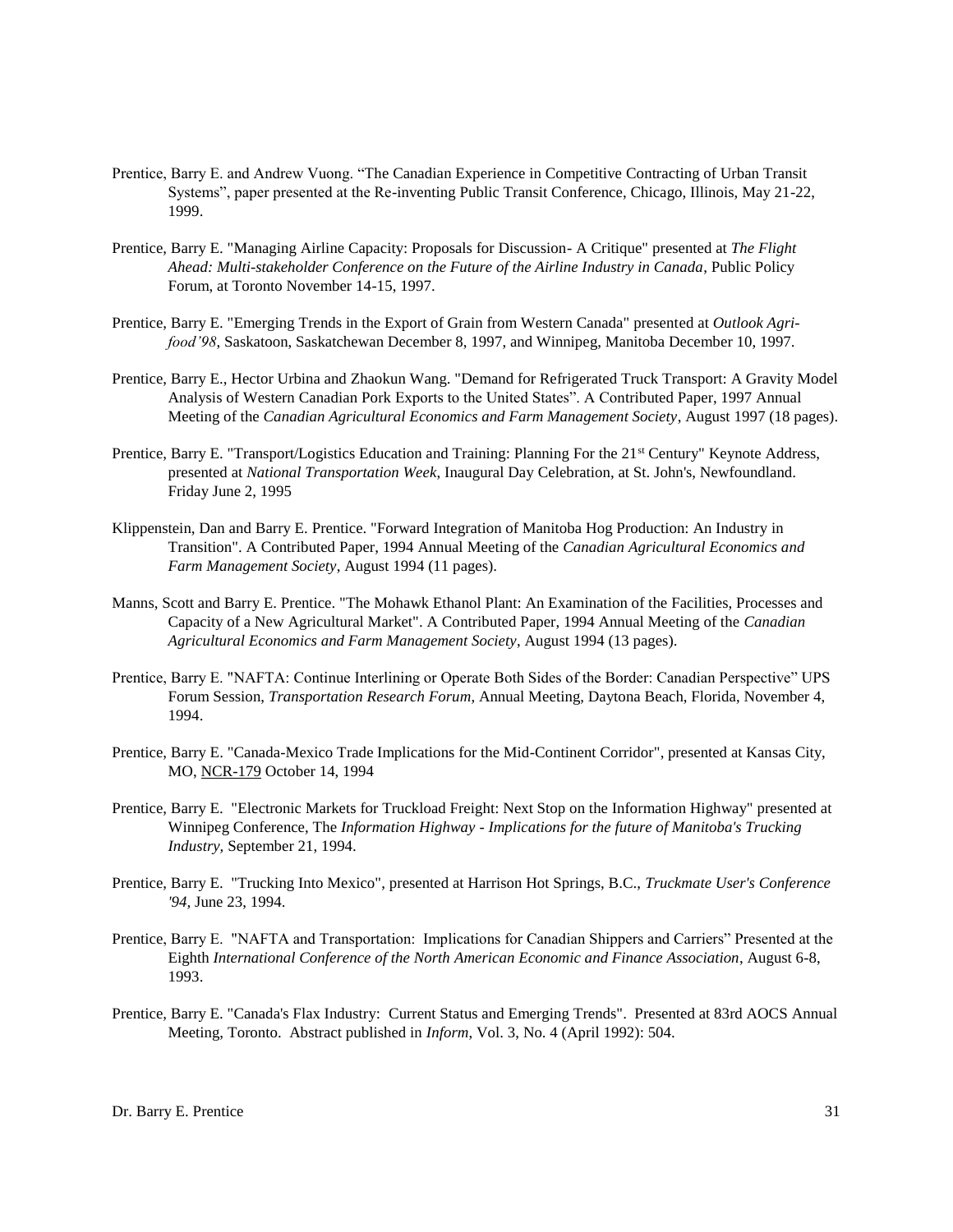Prentice, Barry E. and Andrew Vuong. “The Canadian Experience in Competitive Contracting of Urban Transit Systems”, paper presented at the Re-inventing Public Transit Conference, Chicago, Illinois, May 21-22, 1999.

Prentice, Barry E. "Managing Airline Capacity: Proposals for Discussion- A Critique" presented at *The Flight Ahead: Multi-stakeholder Conference on the Future of the Airline Industry in Canada*, Public Policy Forum, at Toronto November 14-15, 1997.

Prentice, Barry E. "Emerging Trends in the Export of Grain from Western Canada" presented at *Outlook Agri-food'98*, Saskatoon, Saskatchewan December 8, 1997, and Winnipeg, Manitoba December 10, 1997.

Prentice, Barry E., Hector Urbina and Zhaokun Wang. "Demand for Refrigerated Truck Transport: A Gravity Model Analysis of Western Canadian Pork Exports to the United States”. A Contributed Paper, 1997 Annual Meeting of the *Canadian Agricultural Economics and Farm Management Society*, August 1997 (18 pages).

Prentice, Barry E. "Transport/Logistics Education and Training: Planning For the 21st Century" Keynote Address, presented at *National Transportation Week*, Inaugural Day Celebration, at St. John's, Newfoundland. Friday June 2, 1995

Klippenstein, Dan and Barry E. Prentice. "Forward Integration of Manitoba Hog Production: An Industry in Transition". A Contributed Paper, 1994 Annual Meeting of the *Canadian Agricultural Economics and Farm Management Society*, August 1994 (11 pages).

Manns, Scott and Barry E. Prentice. "The Mohawk Ethanol Plant: An Examination of the Facilities, Processes and Capacity of a New Agricultural Market". A Contributed Paper, 1994 Annual Meeting of the *Canadian Agricultural Economics and Farm Management Society*, August 1994 (13 pages).

Prentice, Barry E. "NAFTA: Continue Interlining or Operate Both Sides of the Border: Canadian Perspective” UPS Forum Session, *Transportation Research Forum*, Annual Meeting, Daytona Beach, Florida, November 4, 1994.

Prentice, Barry E. "Canada-Mexico Trade Implications for the Mid-Continent Corridor", presented at Kansas City, MO, NCR-179 October 14, 1994

Prentice, Barry E. "Electronic Markets for Truckload Freight: Next Stop on the Information Highway" presented at Winnipeg Conference, The *Information Highway - Implications for the future of Manitoba's Trucking Industry*, September 21, 1994.

Prentice, Barry E. "Trucking Into Mexico", presented at Harrison Hot Springs, B.C., *Truckmate User's Conference '94*, June 23, 1994.

Prentice, Barry E. "NAFTA and Transportation: Implications for Canadian Shippers and Carriers” Presented at the Eighth *International Conference of the North American Economic and Finance Association*, August 6-8, 1993.

Prentice, Barry E. "Canada's Flax Industry: Current Status and Emerging Trends". Presented at 83rd AOCS Annual Meeting, Toronto. Abstract published in *Inform*, Vol. 3, No. 4 (April 1992): 504.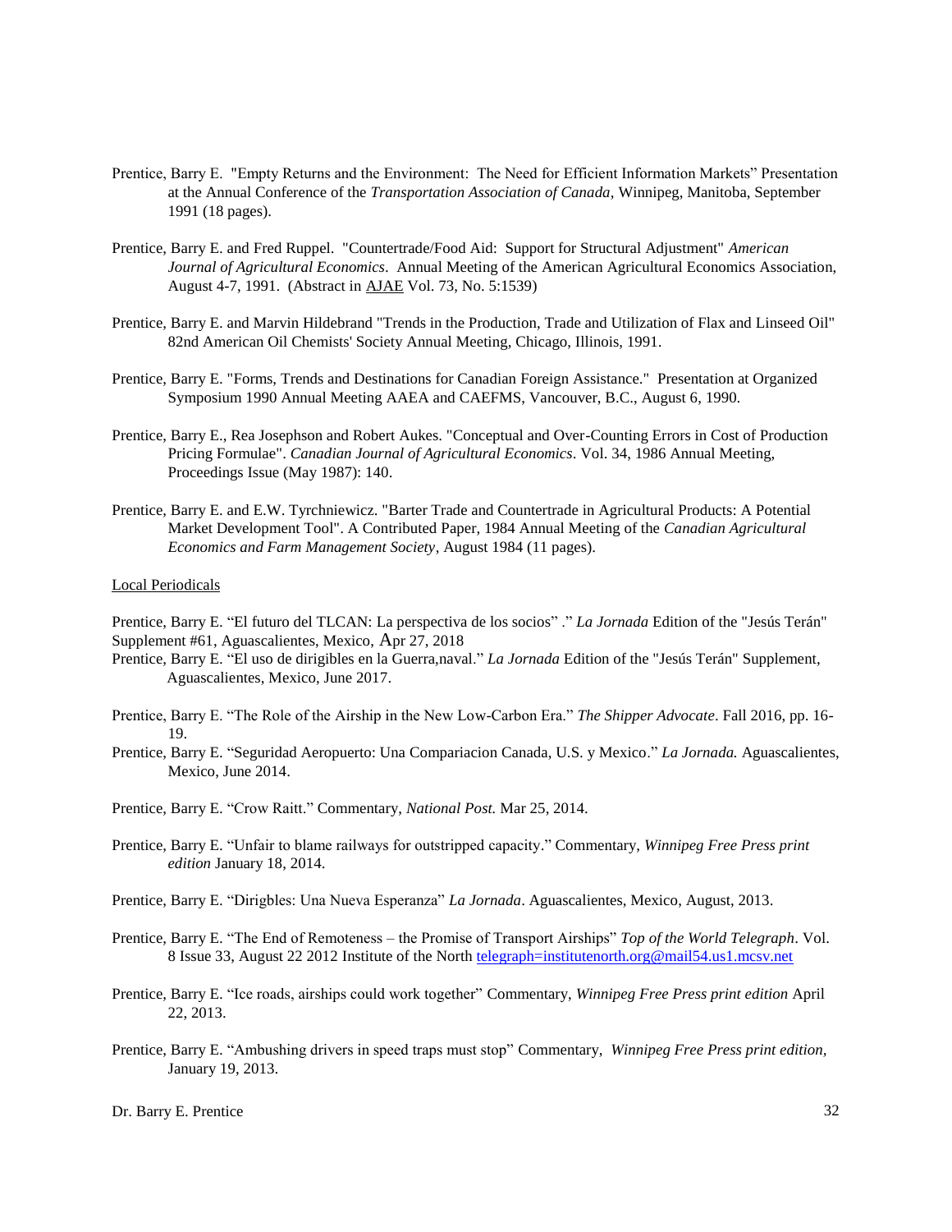Prentice, Barry E. "Empty Returns and the Environment: The Need for Efficient Information Markets" Presentation at the Annual Conference of the *Transportation Association of Canada*, Winnipeg, Manitoba, September 1991 (18 pages).

Prentice, Barry E. and Fred Ruppel. "Countertrade/Food Aid: Support for Structural Adjustment" *American Journal of Agricultural Economics*. Annual Meeting of the American Agricultural Economics Association, August 4-7, 1991. (Abstract in AJAE Vol. 73, No. 5:1539)

Prentice, Barry E. and Marvin Hildebrand "Trends in the Production, Trade and Utilization of Flax and Linseed Oil" 82nd American Oil Chemists' Society Annual Meeting, Chicago, Illinois, 1991.

Prentice, Barry E. "Forms, Trends and Destinations for Canadian Foreign Assistance." Presentation at Organized Symposium 1990 Annual Meeting AAEA and CAEFMS, Vancouver, B.C., August 6, 1990.

Prentice, Barry E., Rea Josephson and Robert Aukes. "Conceptual and Over-Counting Errors in Cost of Production Pricing Formulae". *Canadian Journal of Agricultural Economics*. Vol. 34, 1986 Annual Meeting, Proceedings Issue (May 1987): 140.

Prentice, Barry E. and E.W. Tyrchniewicz. "Barter Trade and Countertrade in Agricultural Products: A Potential Market Development Tool". A Contributed Paper, 1984 Annual Meeting of the *Canadian Agricultural Economics and Farm Management Society*, August 1984 (11 pages).

Local Periodicals

Prentice, Barry E. "El futuro del TLCAN: La perspectiva de los socios" ." *La Jornada* Edition of the "Jesús Terán" Supplement #61, Aguascalientes, Mexico, Apr 27, 2018

Prentice, Barry E. "El uso de dirigibles en la Guerra,naval." *La Jornada* Edition of the "Jesús Terán" Supplement, Aguascalientes, Mexico, June 2017.

Prentice, Barry E. "The Role of the Airship in the New Low-Carbon Era." *The Shipper Advocate*. Fall 2016, pp. 16-19.

Prentice, Barry E. "Seguridad Aeropuerto: Una Compariacion Canada, U.S. y Mexico." *La Jornada.* Aguascalientes, Mexico, June 2014.

Prentice, Barry E. "Crow Raitt." Commentary, *National Post.* Mar 25, 2014.

Prentice, Barry E. "Unfair to blame railways for outstripped capacity." Commentary, *Winnipeg Free Press print edition* January 18, 2014.

Prentice, Barry E. "Dirigbles: Una Nueva Esperanza" *La Jornada*. Aguascalientes, Mexico, August, 2013.

Prentice, Barry E. "The End of Remoteness – the Promise of Transport Airships" *Top of the World Telegraph*. Vol. 8 Issue 33, August 22 2012 Institute of the North telegraph=institutenorth.org@mail54.us1.mcsv.net

Prentice, Barry E. "Ice roads, airships could work together" Commentary, *Winnipeg Free Press print edition* April 22, 2013.

Prentice, Barry E. "Ambushing drivers in speed traps must stop" Commentary, *Winnipeg Free Press print edition*, January 19, 2013.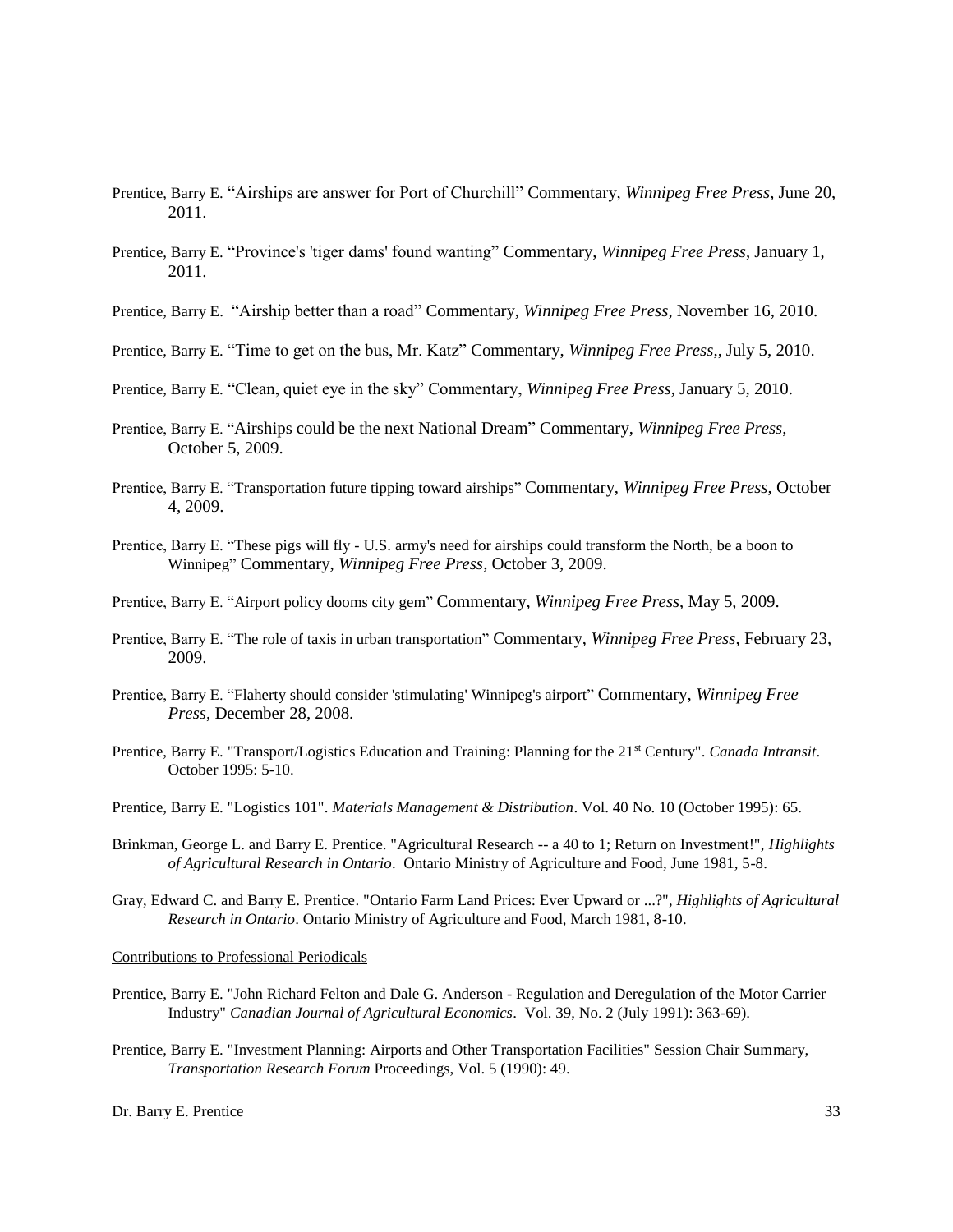Prentice, Barry E. "Airships are answer for Port of Churchill" Commentary, *Winnipeg Free Press*, June 20, 2011.

Prentice, Barry E. "Province's 'tiger dams' found wanting" Commentary, *Winnipeg Free Press*, January 1, 2011.

Prentice, Barry E. "Airship better than a road" Commentary, *Winnipeg Free Press*, November 16, 2010.

Prentice, Barry E. "Time to get on the bus, Mr. Katz" Commentary, *Winnipeg Free Press*,, July 5, 2010.

Prentice, Barry E. "Clean, quiet eye in the sky" Commentary, *Winnipeg Free Press*, January 5, 2010.

Prentice, Barry E. "Airships could be the next National Dream" Commentary, *Winnipeg Free Press*, October 5, 2009.

Prentice, Barry E. "Transportation future tipping toward airships" Commentary, *Winnipeg Free Press*, October 4, 2009.

Prentice, Barry E. "These pigs will fly - U.S. army's need for airships could transform the North, be a boon to Winnipeg" Commentary, *Winnipeg Free Press*, October 3, 2009.

Prentice, Barry E. "Airport policy dooms city gem" Commentary, *Winnipeg Free Press*, May 5, 2009.

Prentice, Barry E. "The role of taxis in urban transportation" Commentary, *Winnipeg Free Press*, February 23, 2009.

Prentice, Barry E. "Flaherty should consider 'stimulating' Winnipeg's airport" Commentary, *Winnipeg Free Press*, December 28, 2008.

Prentice, Barry E. "Transport/Logistics Education and Training: Planning for the 21st Century". *Canada Intransit*. October 1995: 5-10.

Prentice, Barry E. "Logistics 101". *Materials Management & Distribution*. Vol. 40 No. 10 (October 1995): 65.

Brinkman, George L. and Barry E. Prentice. "Agricultural Research -- a 40 to 1; Return on Investment!", *Highlights of Agricultural Research in Ontario*. Ontario Ministry of Agriculture and Food, June 1981, 5-8.

Gray, Edward C. and Barry E. Prentice. "Ontario Farm Land Prices: Ever Upward or ...?", *Highlights of Agricultural Research in Ontario*. Ontario Ministry of Agriculture and Food, March 1981, 8-10.

Contributions to Professional Periodicals

Prentice, Barry E. "John Richard Felton and Dale G. Anderson - Regulation and Deregulation of the Motor Carrier Industry" *Canadian Journal of Agricultural Economics*. Vol. 39, No. 2 (July 1991): 363-69).

Prentice, Barry E. "Investment Planning: Airports and Other Transportation Facilities" Session Chair Summary, *Transportation Research Forum* Proceedings, Vol. 5 (1990): 49.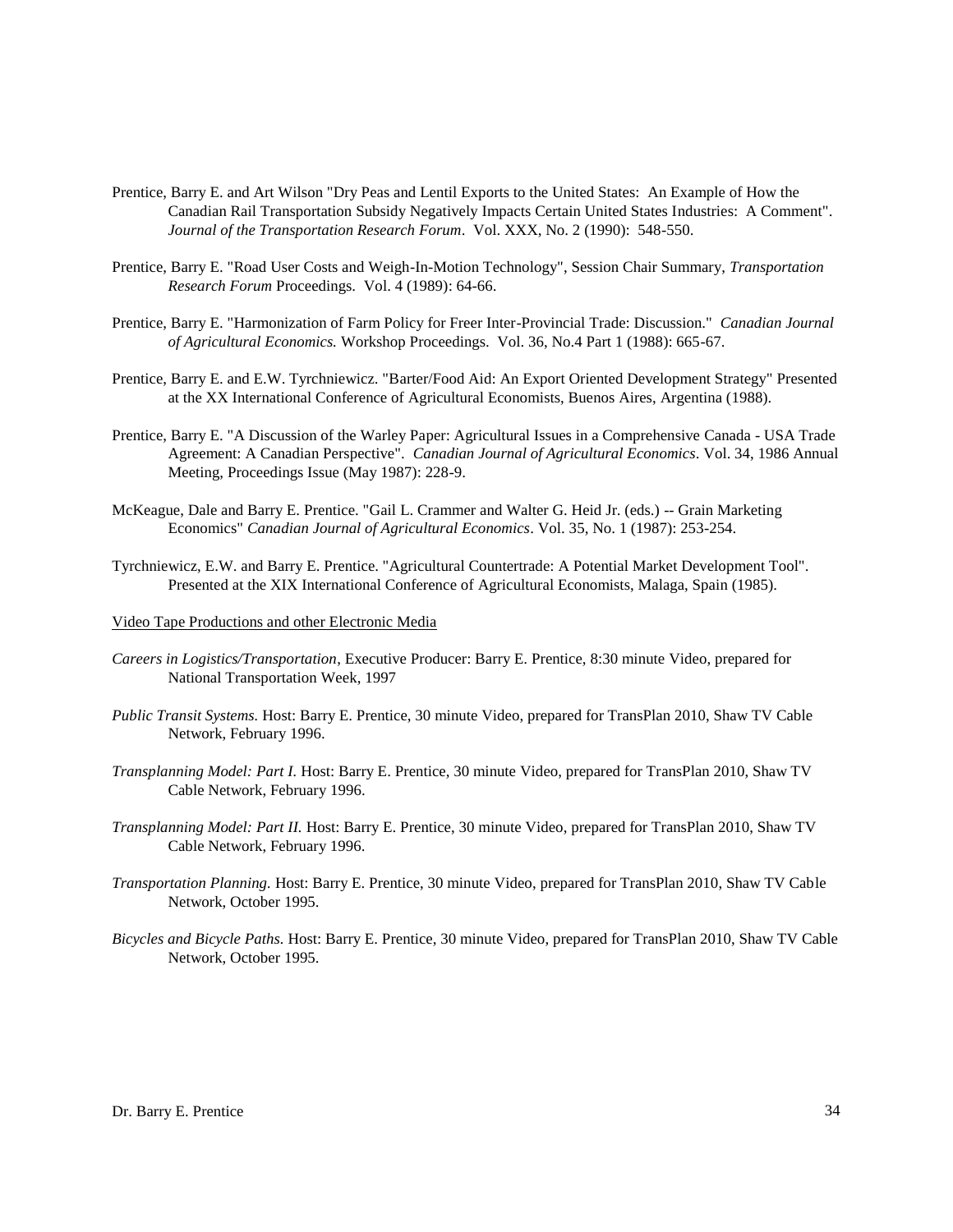Prentice, Barry E. and Art Wilson "Dry Peas and Lentil Exports to the United States: An Example of How the Canadian Rail Transportation Subsidy Negatively Impacts Certain United States Industries: A Comment". *Journal of the Transportation Research Forum*. Vol. XXX, No. 2 (1990): 548-550.

Prentice, Barry E. "Road User Costs and Weigh-In-Motion Technology", Session Chair Summary, *Transportation Research Forum* Proceedings. Vol. 4 (1989): 64-66.

Prentice, Barry E. "Harmonization of Farm Policy for Freer Inter-Provincial Trade: Discussion." *Canadian Journal of Agricultural Economics.* Workshop Proceedings. Vol. 36, No.4 Part 1 (1988): 665-67.

Prentice, Barry E. and E.W. Tyrchniewicz. "Barter/Food Aid: An Export Oriented Development Strategy" Presented at the XX International Conference of Agricultural Economists, Buenos Aires, Argentina (1988).

Prentice, Barry E. "A Discussion of the Warley Paper: Agricultural Issues in a Comprehensive Canada - USA Trade Agreement: A Canadian Perspective". *Canadian Journal of Agricultural Economics*. Vol. 34, 1986 Annual Meeting, Proceedings Issue (May 1987): 228-9.

McKeague, Dale and Barry E. Prentice. "Gail L. Crammer and Walter G. Heid Jr. (eds.) -- Grain Marketing Economics" *Canadian Journal of Agricultural Economics*. Vol. 35, No. 1 (1987): 253-254.

Tyrchniewicz, E.W. and Barry E. Prentice. "Agricultural Countertrade: A Potential Market Development Tool". Presented at the XIX International Conference of Agricultural Economists, Malaga, Spain (1985).

Video Tape Productions and other Electronic Media

*Careers in Logistics/Transportation*, Executive Producer: Barry E. Prentice, 8:30 minute Video, prepared for National Transportation Week, 1997

*Public Transit Systems.* Host: Barry E. Prentice, 30 minute Video, prepared for TransPlan 2010, Shaw TV Cable Network, February 1996.

*Transplanning Model: Part I.* Host: Barry E. Prentice, 30 minute Video, prepared for TransPlan 2010, Shaw TV Cable Network, February 1996.

*Transplanning Model: Part II.* Host: Barry E. Prentice, 30 minute Video, prepared for TransPlan 2010, Shaw TV Cable Network, February 1996.

*Transportation Planning.* Host: Barry E. Prentice, 30 minute Video, prepared for TransPlan 2010, Shaw TV Cable Network, October 1995.

*Bicycles and Bicycle Paths.* Host: Barry E. Prentice, 30 minute Video, prepared for TransPlan 2010, Shaw TV Cable Network, October 1995.